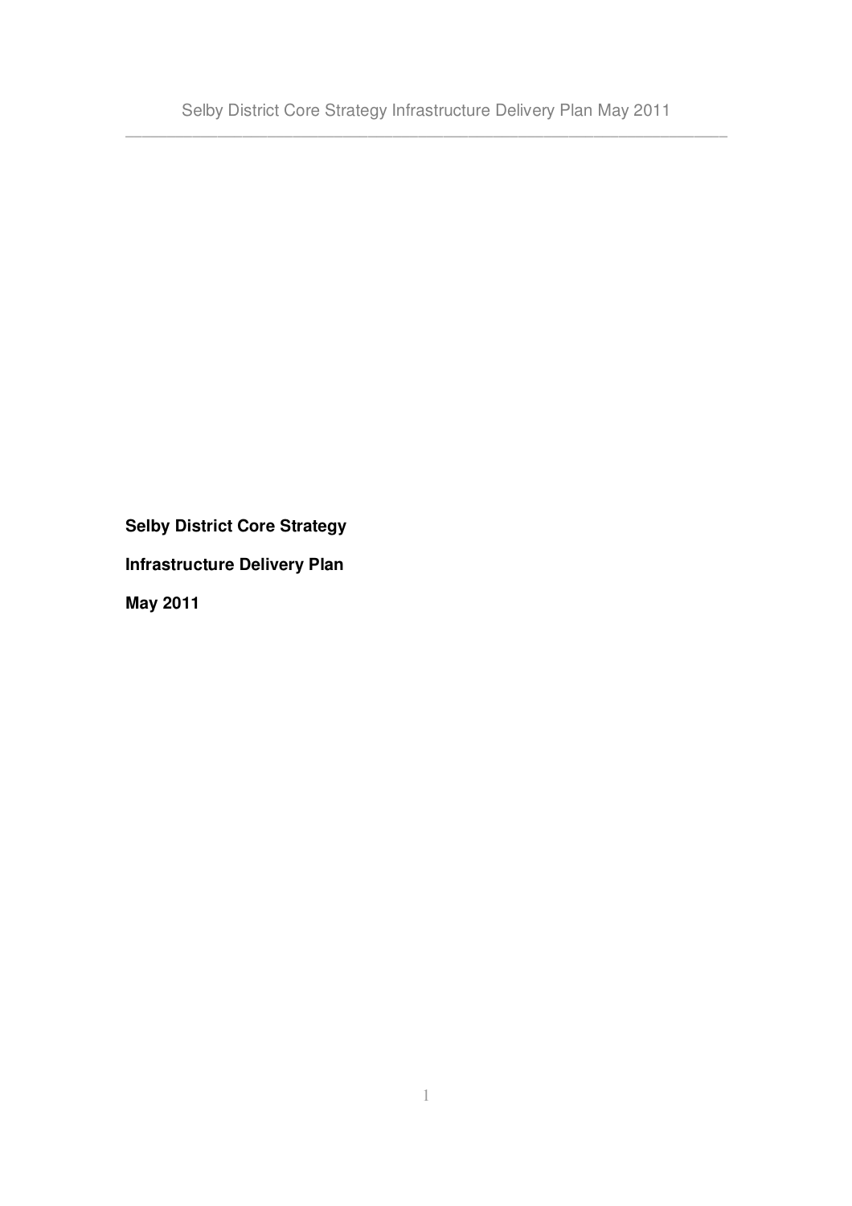**Selby District Core Strategy**

**Infrastructure Delivery Plan**

**May 2011**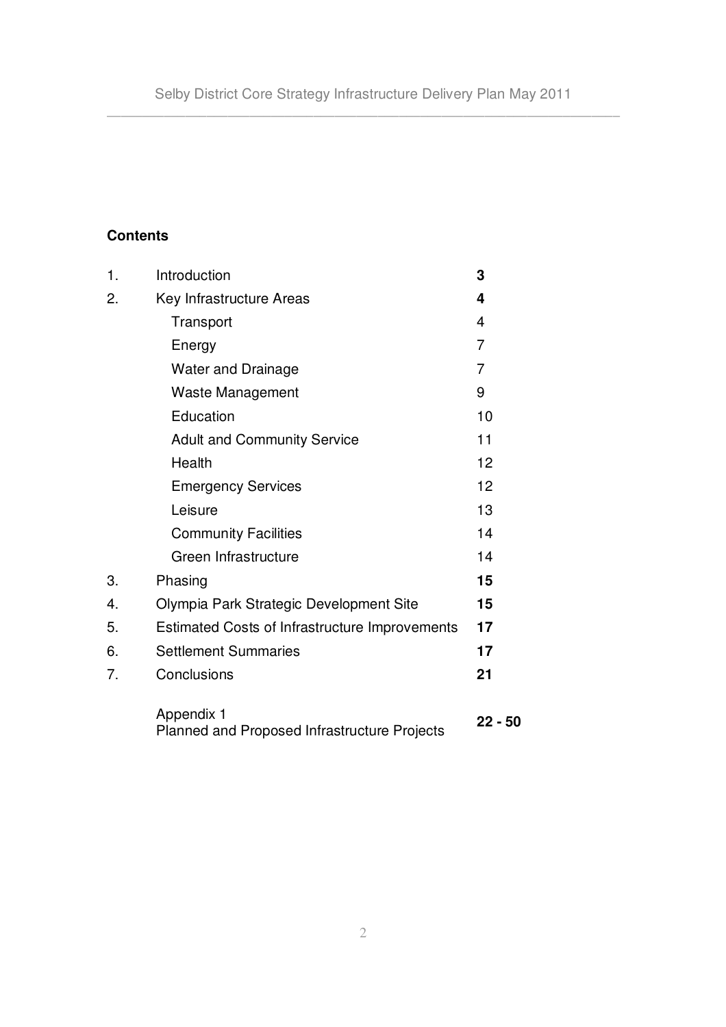## Contents

| | | |
|---|---|---|
| 1. | Introduction | **3** |
| 2. | Key Infrastructure Areas | **4** |
| | Transport | 4 |
| | Energy | 7 |
| | Water and Drainage | 7 |
| | Waste Management | 9 |
| | Education | 10 |
| | Adult and Community Service | 11 |
| | Health | 12 |
| | Emergency Services | 12 |
| | Leisure | 13 |
| | Community Facilities | 14 |
| | Green Infrastructure | 14 |
| 3. | Phasing | **15** |
| 4. | Olympia Park Strategic Development Site | **15** |
| 5. | Estimated Costs of Infrastructure Improvements | **17** |
| 6. | Settlement Summaries | **17** |
| 7. | Conclusions | **21** |
| | Appendix 1 Planned and Proposed Infrastructure Projects | **22 - 50** |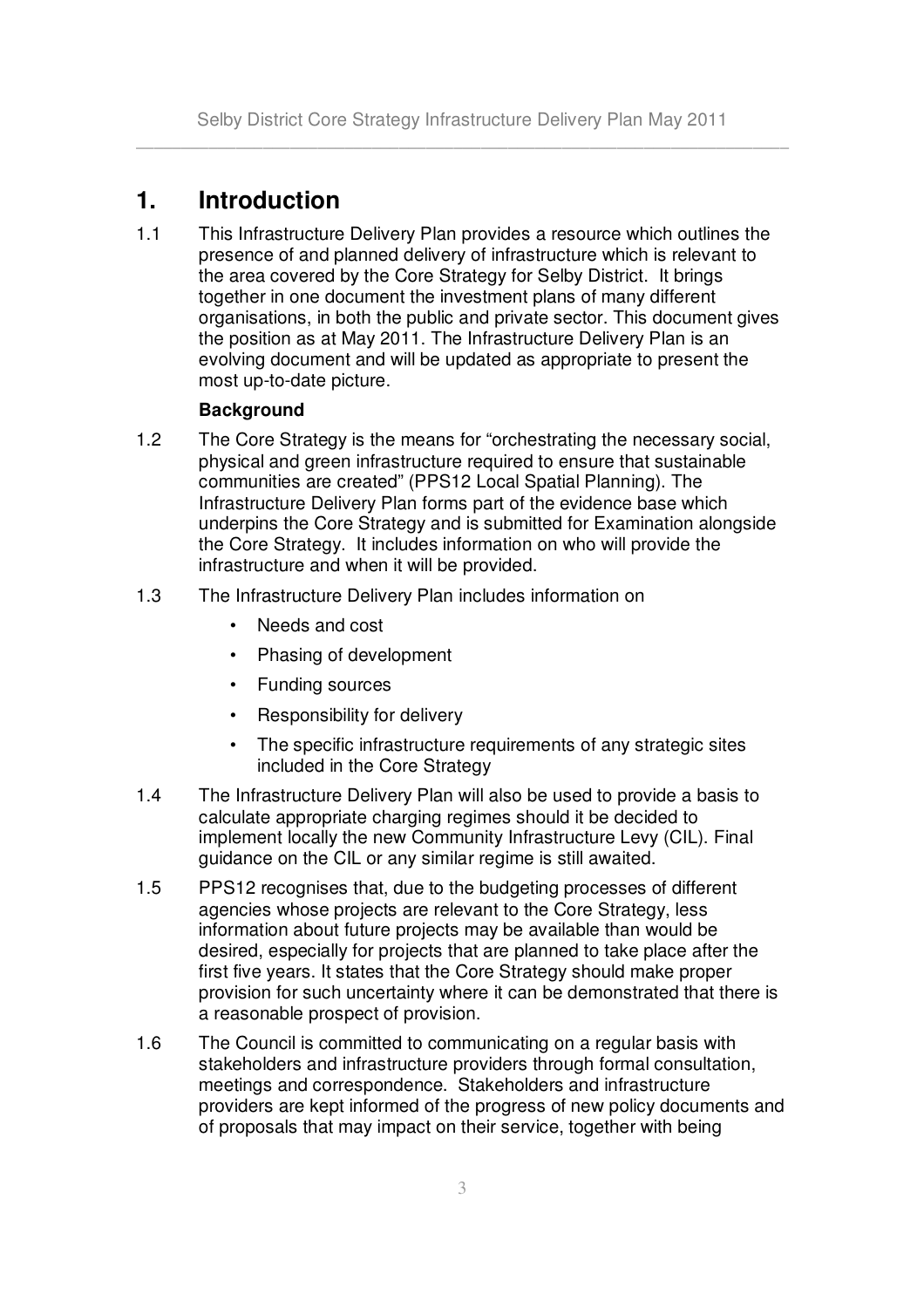# 1. Introduction

1.1 This Infrastructure Delivery Plan provides a resource which outlines the presence of and planned delivery of infrastructure which is relevant to the area covered by the Core Strategy for Selby District. It brings together in one document the investment plans of many different organisations, in both the public and private sector. This document gives the position as at May 2011. The Infrastructure Delivery Plan is an evolving document and will be updated as appropriate to present the most up-to-date picture.

**Background**

1.2 The Core Strategy is the means for "orchestrating the necessary social, physical and green infrastructure required to ensure that sustainable communities are created" (PPS12 Local Spatial Planning). The Infrastructure Delivery Plan forms part of the evidence base which underpins the Core Strategy and is submitted for Examination alongside the Core Strategy. It includes information on who will provide the infrastructure and when it will be provided.

1.3 The Infrastructure Delivery Plan includes information on

- Needs and cost
- Phasing of development
- Funding sources
- Responsibility for delivery
- The specific infrastructure requirements of any strategic sites included in the Core Strategy

1.4 The Infrastructure Delivery Plan will also be used to provide a basis to calculate appropriate charging regimes should it be decided to implement locally the new Community Infrastructure Levy (CIL). Final guidance on the CIL or any similar regime is still awaited.

1.5 PPS12 recognises that, due to the budgeting processes of different agencies whose projects are relevant to the Core Strategy, less information about future projects may be available than would be desired, especially for projects that are planned to take place after the first five years. It states that the Core Strategy should make proper provision for such uncertainty where it can be demonstrated that there is a reasonable prospect of provision.

1.6 The Council is committed to communicating on a regular basis with stakeholders and infrastructure providers through formal consultation, meetings and correspondence. Stakeholders and infrastructure providers are kept informed of the progress of new policy documents and of proposals that may impact on their service, together with being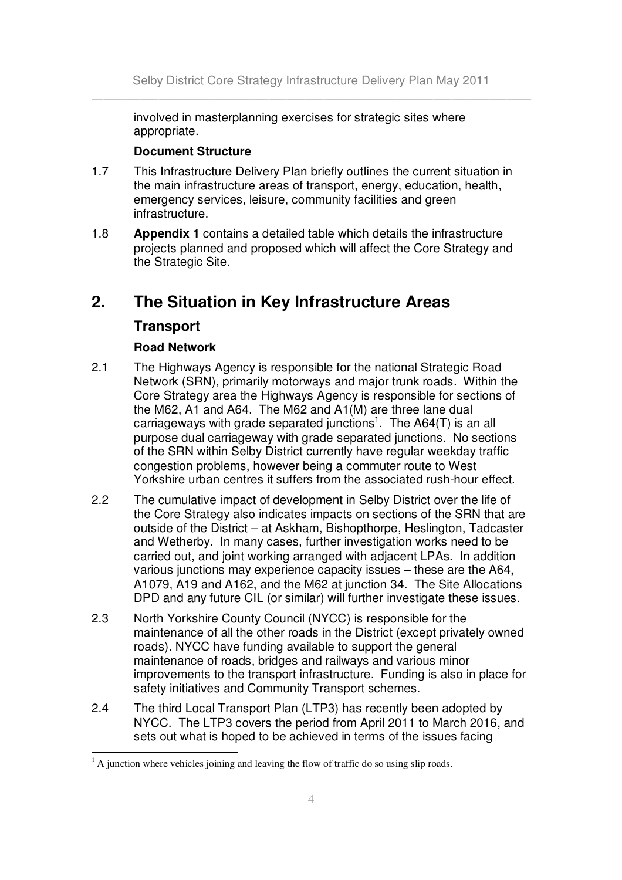involved in masterplanning exercises for strategic sites where appropriate.

**Document Structure**

1.7 This Infrastructure Delivery Plan briefly outlines the current situation in the main infrastructure areas of transport, energy, education, health, emergency services, leisure, community facilities and green infrastructure.

1.8 **Appendix 1** contains a detailed table which details the infrastructure projects planned and proposed which will affect the Core Strategy and the Strategic Site.

# 2. The Situation in Key Infrastructure Areas

## Transport

### Road Network

2.1 The Highways Agency is responsible for the national Strategic Road Network (SRN), primarily motorways and major trunk roads. Within the Core Strategy area the Highways Agency is responsible for sections of the M62, A1 and A64. The M62 and A1(M) are three lane dual carriageways with grade separated junctions[1]. The A64(T) is an all purpose dual carriageway with grade separated junctions. No sections of the SRN within Selby District currently have regular weekday traffic congestion problems, however being a commuter route to West Yorkshire urban centres it suffers from the associated rush-hour effect.

2.2 The cumulative impact of development in Selby District over the life of the Core Strategy also indicates impacts on sections of the SRN that are outside of the District – at Askham, Bishopthorpe, Heslington, Tadcaster and Wetherby. In many cases, further investigation works need to be carried out, and joint working arranged with adjacent LPAs. In addition various junctions may experience capacity issues – these are the A64, A1079, A19 and A162, and the M62 at junction 34. The Site Allocations DPD and any future CIL (or similar) will further investigate these issues.

2.3 North Yorkshire County Council (NYCC) is responsible for the maintenance of all the other roads in the District (except privately owned roads). NYCC have funding available to support the general maintenance of roads, bridges and railways and various minor improvements to the transport infrastructure. Funding is also in place for safety initiatives and Community Transport schemes.

2.4 The third Local Transport Plan (LTP3) has recently been adopted by NYCC. The LTP3 covers the period from April 2011 to March 2016, and sets out what is hoped to be achieved in terms of the issues facing

[1] A junction where vehicles joining and leaving the flow of traffic do so using slip roads.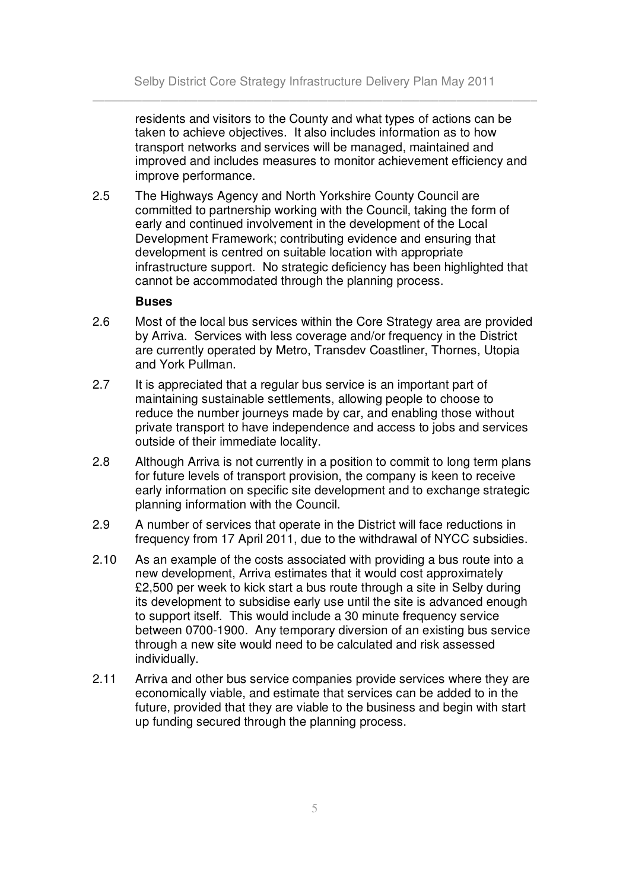residents and visitors to the County and what types of actions can be taken to achieve objectives. It also includes information as to how transport networks and services will be managed, maintained and improved and includes measures to monitor achievement efficiency and improve performance.

2.5 The Highways Agency and North Yorkshire County Council are committed to partnership working with the Council, taking the form of early and continued involvement in the development of the Local Development Framework; contributing evidence and ensuring that development is centred on suitable location with appropriate infrastructure support. No strategic deficiency has been highlighted that cannot be accommodated through the planning process.

**Buses**

2.6 Most of the local bus services within the Core Strategy area are provided by Arriva. Services with less coverage and/or frequency in the District are currently operated by Metro, Transdev Coastliner, Thornes, Utopia and York Pullman.

2.7 It is appreciated that a regular bus service is an important part of maintaining sustainable settlements, allowing people to choose to reduce the number journeys made by car, and enabling those without private transport to have independence and access to jobs and services outside of their immediate locality.

2.8 Although Arriva is not currently in a position to commit to long term plans for future levels of transport provision, the company is keen to receive early information on specific site development and to exchange strategic planning information with the Council.

2.9 A number of services that operate in the District will face reductions in frequency from 17 April 2011, due to the withdrawal of NYCC subsidies.

2.10 As an example of the costs associated with providing a bus route into a new development, Arriva estimates that it would cost approximately £2,500 per week to kick start a bus route through a site in Selby during its development to subsidise early use until the site is advanced enough to support itself. This would include a 30 minute frequency service between 0700-1900. Any temporary diversion of an existing bus service through a new site would need to be calculated and risk assessed individually.

2.11 Arriva and other bus service companies provide services where they are economically viable, and estimate that services can be added to in the future, provided that they are viable to the business and begin with start up funding secured through the planning process.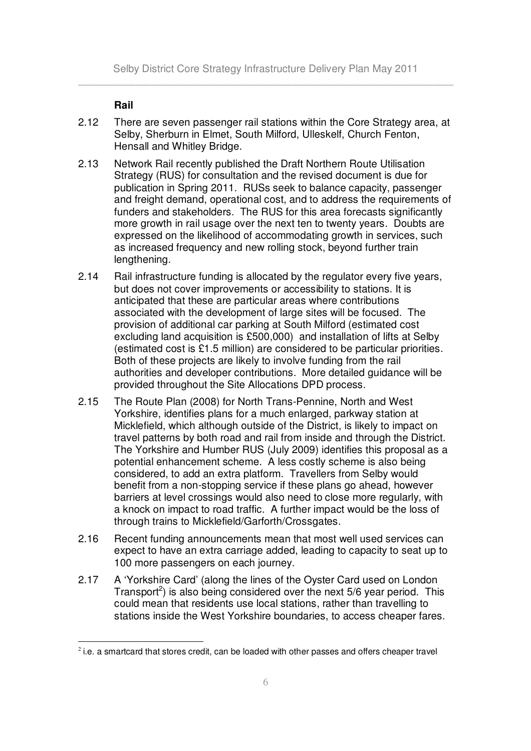### Rail

2.12 There are seven passenger rail stations within the Core Strategy area, at Selby, Sherburn in Elmet, South Milford, Ulleskelf, Church Fenton, Hensall and Whitley Bridge.

2.13 Network Rail recently published the Draft Northern Route Utilisation Strategy (RUS) for consultation and the revised document is due for publication in Spring 2011. RUSs seek to balance capacity, passenger and freight demand, operational cost, and to address the requirements of funders and stakeholders. The RUS for this area forecasts significantly more growth in rail usage over the next ten to twenty years. Doubts are expressed on the likelihood of accommodating growth in services, such as increased frequency and new rolling stock, beyond further train lengthening.

2.14 Rail infrastructure funding is allocated by the regulator every five years, but does not cover improvements or accessibility to stations. It is anticipated that these are particular areas where contributions associated with the development of large sites will be focused. The provision of additional car parking at South Milford (estimated cost excluding land acquisition is £500,000) and installation of lifts at Selby (estimated cost is £1.5 million) are considered to be particular priorities. Both of these projects are likely to involve funding from the rail authorities and developer contributions. More detailed guidance will be provided throughout the Site Allocations DPD process.

2.15 The Route Plan (2008) for North Trans-Pennine, North and West Yorkshire, identifies plans for a much enlarged, parkway station at Micklefield, which although outside of the District, is likely to impact on travel patterns by both road and rail from inside and through the District. The Yorkshire and Humber RUS (July 2009) identifies this proposal as a potential enhancement scheme. A less costly scheme is also being considered, to add an extra platform. Travellers from Selby would benefit from a non-stopping service if these plans go ahead, however barriers at level crossings would also need to close more regularly, with a knock on impact to road traffic. A further impact would be the loss of through trains to Micklefield/Garforth/Crossgates.

2.16 Recent funding announcements mean that most well used services can expect to have an extra carriage added, leading to capacity to seat up to 100 more passengers on each journey.

2.17 A 'Yorkshire Card' (along the lines of the Oyster Card used on London Transport[2]) is also being considered over the next 5/6 year period. This could mean that residents use local stations, rather than travelling to stations inside the West Yorkshire boundaries, to access cheaper fares.

[2] i.e. a smartcard that stores credit, can be loaded with other passes and offers cheaper travel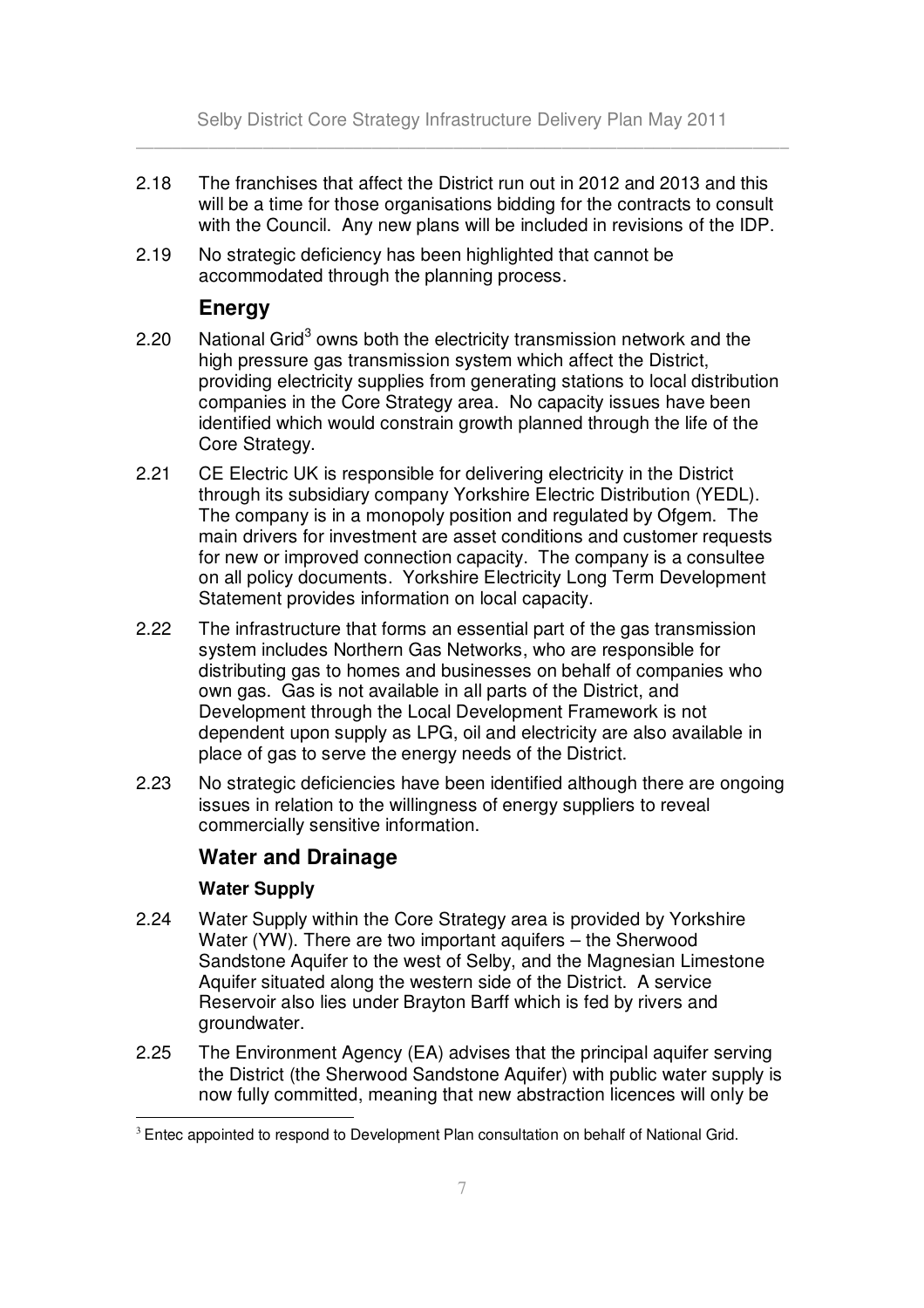2.18 The franchises that affect the District run out in 2012 and 2013 and this will be a time for those organisations bidding for the contracts to consult with the Council. Any new plans will be included in revisions of the IDP.

2.19 No strategic deficiency has been highlighted that cannot be accommodated through the planning process.

## Energy

2.20 National Grid[3] owns both the electricity transmission network and the high pressure gas transmission system which affect the District, providing electricity supplies from generating stations to local distribution companies in the Core Strategy area. No capacity issues have been identified which would constrain growth planned through the life of the Core Strategy.

2.21 CE Electric UK is responsible for delivering electricity in the District through its subsidiary company Yorkshire Electric Distribution (YEDL). The company is in a monopoly position and regulated by Ofgem. The main drivers for investment are asset conditions and customer requests for new or improved connection capacity. The company is a consultee on all policy documents. Yorkshire Electricity Long Term Development Statement provides information on local capacity.

2.22 The infrastructure that forms an essential part of the gas transmission system includes Northern Gas Networks, who are responsible for distributing gas to homes and businesses on behalf of companies who own gas. Gas is not available in all parts of the District, and Development through the Local Development Framework is not dependent upon supply as LPG, oil and electricity are also available in place of gas to serve the energy needs of the District.

2.23 No strategic deficiencies have been identified although there are ongoing issues in relation to the willingness of energy suppliers to reveal commercially sensitive information.

## Water and Drainage

### Water Supply

2.24 Water Supply within the Core Strategy area is provided by Yorkshire Water (YW). There are two important aquifers – the Sherwood Sandstone Aquifer to the west of Selby, and the Magnesian Limestone Aquifer situated along the western side of the District. A service Reservoir also lies under Brayton Barff which is fed by rivers and groundwater.

2.25 The Environment Agency (EA) advises that the principal aquifer serving the District (the Sherwood Sandstone Aquifer) with public water supply is now fully committed, meaning that new abstraction licences will only be

[3] Entec appointed to respond to Development Plan consultation on behalf of National Grid.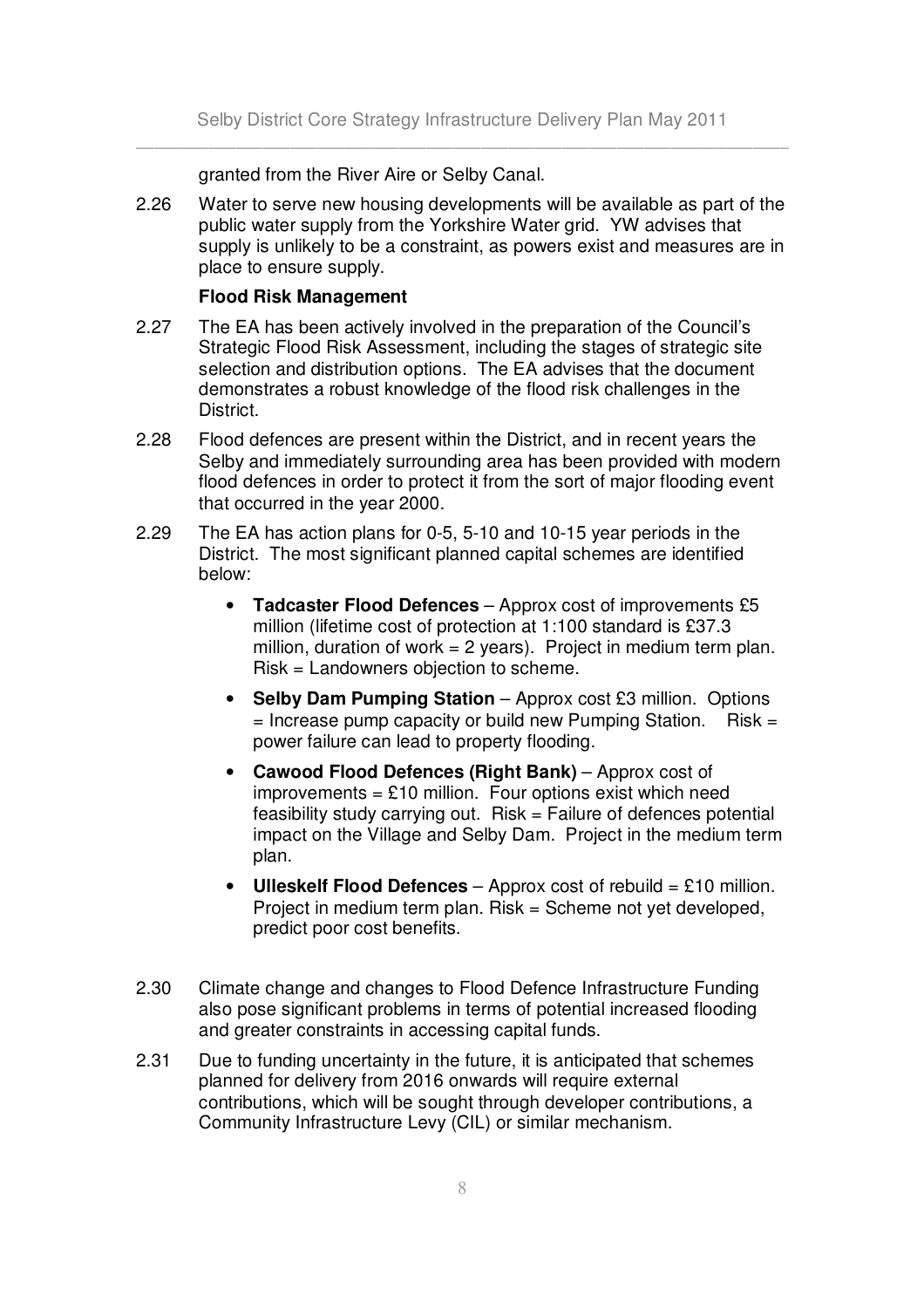granted from the River Aire or Selby Canal.

2.26 Water to serve new housing developments will be available as part of the public water supply from the Yorkshire Water grid. YW advises that supply is unlikely to be a constraint, as powers exist and measures are in place to ensure supply.

**Flood Risk Management**

2.27 The EA has been actively involved in the preparation of the Council's Strategic Flood Risk Assessment, including the stages of strategic site selection and distribution options. The EA advises that the document demonstrates a robust knowledge of the flood risk challenges in the District.

2.28 Flood defences are present within the District, and in recent years the Selby and immediately surrounding area has been provided with modern flood defences in order to protect it from the sort of major flooding event that occurred in the year 2000.

2.29 The EA has action plans for 0-5, 5-10 and 10-15 year periods in the District. The most significant planned capital schemes are identified below:

- **Tadcaster Flood Defences** – Approx cost of improvements £5 million (lifetime cost of protection at 1:100 standard is £37.3 million, duration of work = 2 years). Project in medium term plan. Risk = Landowners objection to scheme.
- **Selby Dam Pumping Station** – Approx cost £3 million. Options = Increase pump capacity or build new Pumping Station. Risk = power failure can lead to property flooding.
- **Cawood Flood Defences (Right Bank)** – Approx cost of improvements = £10 million. Four options exist which need feasibility study carrying out. Risk = Failure of defences potential impact on the Village and Selby Dam. Project in the medium term plan.
- **Ulleskelf Flood Defences** – Approx cost of rebuild = £10 million. Project in medium term plan. Risk = Scheme not yet developed, predict poor cost benefits.

2.30 Climate change and changes to Flood Defence Infrastructure Funding also pose significant problems in terms of potential increased flooding and greater constraints in accessing capital funds.

2.31 Due to funding uncertainty in the future, it is anticipated that schemes planned for delivery from 2016 onwards will require external contributions, which will be sought through developer contributions, a Community Infrastructure Levy (CIL) or similar mechanism.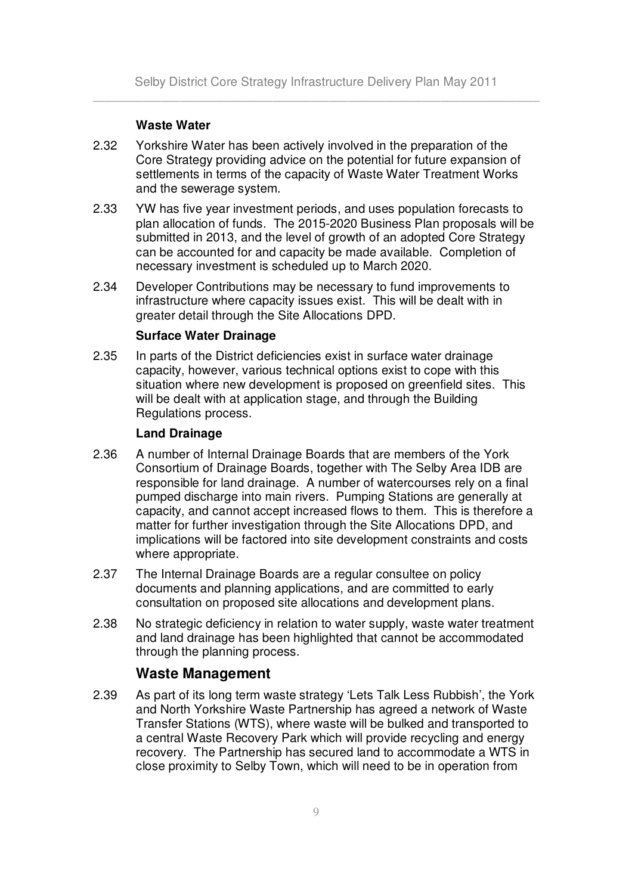### Waste Water

2.32 Yorkshire Water has been actively involved in the preparation of the Core Strategy providing advice on the potential for future expansion of settlements in terms of the capacity of Waste Water Treatment Works and the sewerage system.

2.33 YW has five year investment periods, and uses population forecasts to plan allocation of funds. The 2015-2020 Business Plan proposals will be submitted in 2013, and the level of growth of an adopted Core Strategy can be accounted for and capacity be made available. Completion of necessary investment is scheduled up to March 2020.

2.34 Developer Contributions may be necessary to fund improvements to infrastructure where capacity issues exist. This will be dealt with in greater detail through the Site Allocations DPD.

### Surface Water Drainage

2.35 In parts of the District deficiencies exist in surface water drainage capacity, however, various technical options exist to cope with this situation where new development is proposed on greenfield sites. This will be dealt with at application stage, and through the Building Regulations process.

### Land Drainage

2.36 A number of Internal Drainage Boards that are members of the York Consortium of Drainage Boards, together with The Selby Area IDB are responsible for land drainage. A number of watercourses rely on a final pumped discharge into main rivers. Pumping Stations are generally at capacity, and cannot accept increased flows to them. This is therefore a matter for further investigation through the Site Allocations DPD, and implications will be factored into site development constraints and costs where appropriate.

2.37 The Internal Drainage Boards are a regular consultee on policy documents and planning applications, and are committed to early consultation on proposed site allocations and development plans.

2.38 No strategic deficiency in relation to water supply, waste water treatment and land drainage has been highlighted that cannot be accommodated through the planning process.

## Waste Management

2.39 As part of its long term waste strategy 'Lets Talk Less Rubbish', the York and North Yorkshire Waste Partnership has agreed a network of Waste Transfer Stations (WTS), where waste will be bulked and transported to a central Waste Recovery Park which will provide recycling and energy recovery. The Partnership has secured land to accommodate a WTS in close proximity to Selby Town, which will need to be in operation from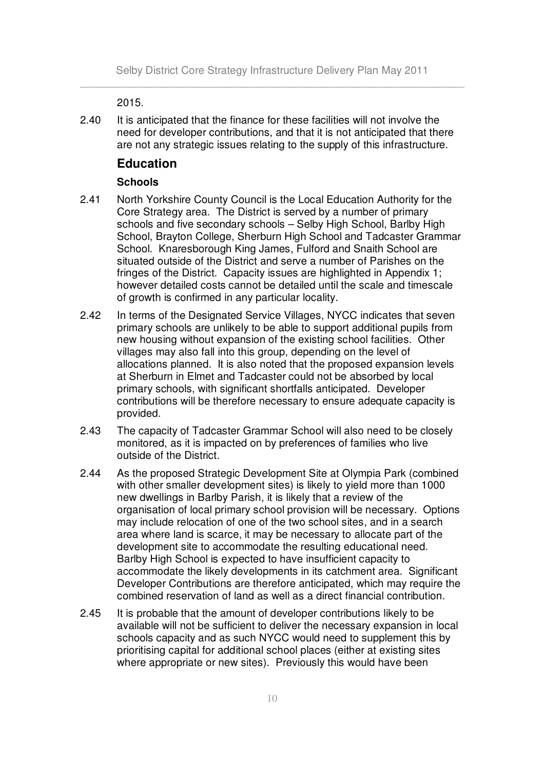2015.

2.40 It is anticipated that the finance for these facilities will not involve the need for developer contributions, and that it is not anticipated that there are not any strategic issues relating to the supply of this infrastructure.

## Education

### Schools

2.41 North Yorkshire County Council is the Local Education Authority for the Core Strategy area. The District is served by a number of primary schools and five secondary schools – Selby High School, Barlby High School, Brayton College, Sherburn High School and Tadcaster Grammar School. Knaresborough King James, Fulford and Snaith School are situated outside of the District and serve a number of Parishes on the fringes of the District. Capacity issues are highlighted in Appendix 1; however detailed costs cannot be detailed until the scale and timescale of growth is confirmed in any particular locality.

2.42 In terms of the Designated Service Villages, NYCC indicates that seven primary schools are unlikely to be able to support additional pupils from new housing without expansion of the existing school facilities. Other villages may also fall into this group, depending on the level of allocations planned. It is also noted that the proposed expansion levels at Sherburn in Elmet and Tadcaster could not be absorbed by local primary schools, with significant shortfalls anticipated. Developer contributions will be therefore necessary to ensure adequate capacity is provided.

2.43 The capacity of Tadcaster Grammar School will also need to be closely monitored, as it is impacted on by preferences of families who live outside of the District.

2.44 As the proposed Strategic Development Site at Olympia Park (combined with other smaller development sites) is likely to yield more than 1000 new dwellings in Barlby Parish, it is likely that a review of the organisation of local primary school provision will be necessary. Options may include relocation of one of the two school sites, and in a search area where land is scarce, it may be necessary to allocate part of the development site to accommodate the resulting educational need. Barlby High School is expected to have insufficient capacity to accommodate the likely developments in its catchment area. Significant Developer Contributions are therefore anticipated, which may require the combined reservation of land as well as a direct financial contribution.

2.45 It is probable that the amount of developer contributions likely to be available will not be sufficient to deliver the necessary expansion in local schools capacity and as such NYCC would need to supplement this by prioritising capital for additional school places (either at existing sites where appropriate or new sites). Previously this would have been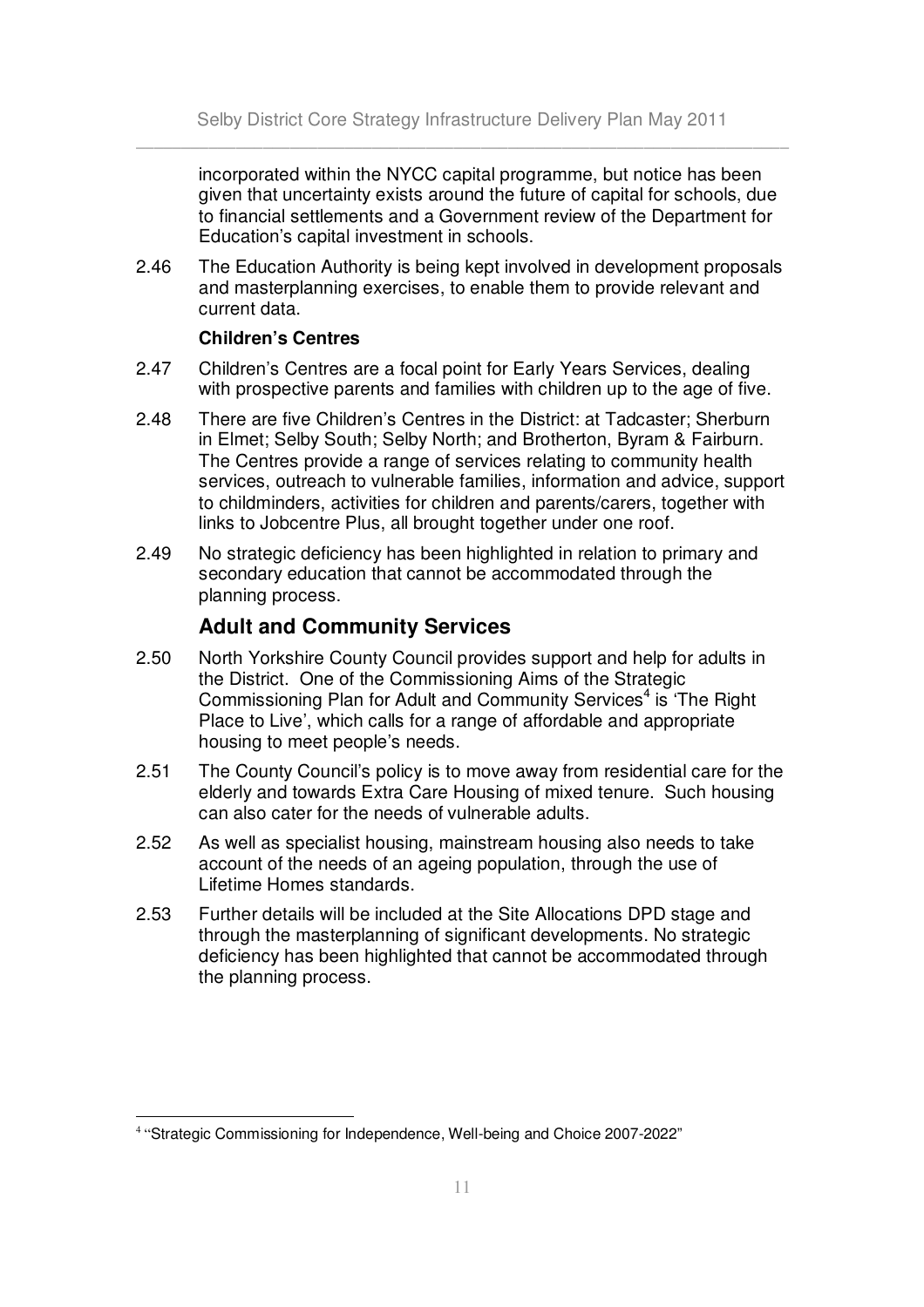incorporated within the NYCC capital programme, but notice has been given that uncertainty exists around the future of capital for schools, due to financial settlements and a Government review of the Department for Education's capital investment in schools.

2.46 The Education Authority is being kept involved in development proposals and masterplanning exercises, to enable them to provide relevant and current data.

**Children's Centres**

2.47 Children's Centres are a focal point for Early Years Services, dealing with prospective parents and families with children up to the age of five.

2.48 There are five Children's Centres in the District: at Tadcaster; Sherburn in Elmet; Selby South; Selby North; and Brotherton, Byram & Fairburn. The Centres provide a range of services relating to community health services, outreach to vulnerable families, information and advice, support to childminders, activities for children and parents/carers, together with links to Jobcentre Plus, all brought together under one roof.

2.49 No strategic deficiency has been highlighted in relation to primary and secondary education that cannot be accommodated through the planning process.

## Adult and Community Services

2.50 North Yorkshire County Council provides support and help for adults in the District. One of the Commissioning Aims of the Strategic Commissioning Plan for Adult and Community Services[4] is 'The Right Place to Live', which calls for a range of affordable and appropriate housing to meet people's needs.

2.51 The County Council's policy is to move away from residential care for the elderly and towards Extra Care Housing of mixed tenure. Such housing can also cater for the needs of vulnerable adults.

2.52 As well as specialist housing, mainstream housing also needs to take account of the needs of an ageing population, through the use of Lifetime Homes standards.

2.53 Further details will be included at the Site Allocations DPD stage and through the masterplanning of significant developments. No strategic deficiency has been highlighted that cannot be accommodated through the planning process.

[4] "Strategic Commissioning for Independence, Well-being and Choice 2007-2022"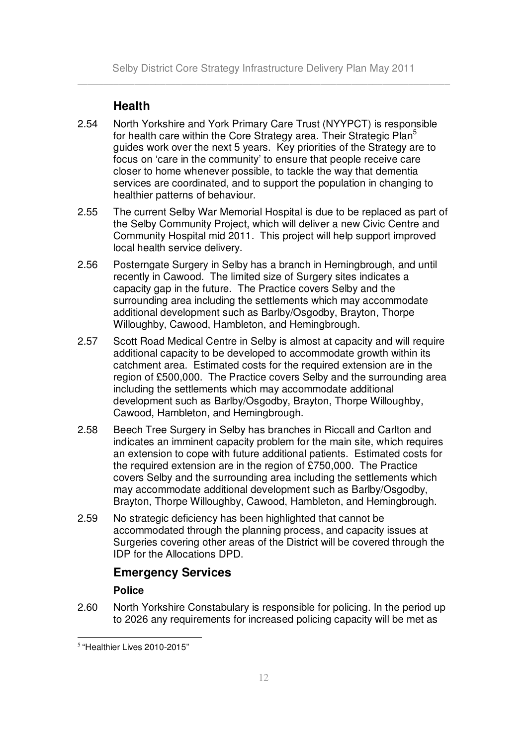## Health

2.54 North Yorkshire and York Primary Care Trust (NYYPCT) is responsible for health care within the Core Strategy area. Their Strategic Plan[5] guides work over the next 5 years. Key priorities of the Strategy are to focus on 'care in the community' to ensure that people receive care closer to home whenever possible, to tackle the way that dementia services are coordinated, and to support the population in changing to healthier patterns of behaviour.

2.55 The current Selby War Memorial Hospital is due to be replaced as part of the Selby Community Project, which will deliver a new Civic Centre and Community Hospital mid 2011. This project will help support improved local health service delivery.

2.56 Posterngate Surgery in Selby has a branch in Hemingbrough, and until recently in Cawood. The limited size of Surgery sites indicates a capacity gap in the future. The Practice covers Selby and the surrounding area including the settlements which may accommodate additional development such as Barlby/Osgodby, Brayton, Thorpe Willoughby, Cawood, Hambleton, and Hemingbrough.

2.57 Scott Road Medical Centre in Selby is almost at capacity and will require additional capacity to be developed to accommodate growth within its catchment area. Estimated costs for the required extension are in the region of £500,000. The Practice covers Selby and the surrounding area including the settlements which may accommodate additional development such as Barlby/Osgodby, Brayton, Thorpe Willoughby, Cawood, Hambleton, and Hemingbrough.

2.58 Beech Tree Surgery in Selby has branches in Riccall and Carlton and indicates an imminent capacity problem for the main site, which requires an extension to cope with future additional patients. Estimated costs for the required extension are in the region of £750,000. The Practice covers Selby and the surrounding area including the settlements which may accommodate additional development such as Barlby/Osgodby, Brayton, Thorpe Willoughby, Cawood, Hambleton, and Hemingbrough.

2.59 No strategic deficiency has been highlighted that cannot be accommodated through the planning process, and capacity issues at Surgeries covering other areas of the District will be covered through the IDP for the Allocations DPD.

## Emergency Services

### Police

2.60 North Yorkshire Constabulary is responsible for policing. In the period up to 2026 any requirements for increased policing capacity will be met as

[5] "Healthier Lives 2010-2015"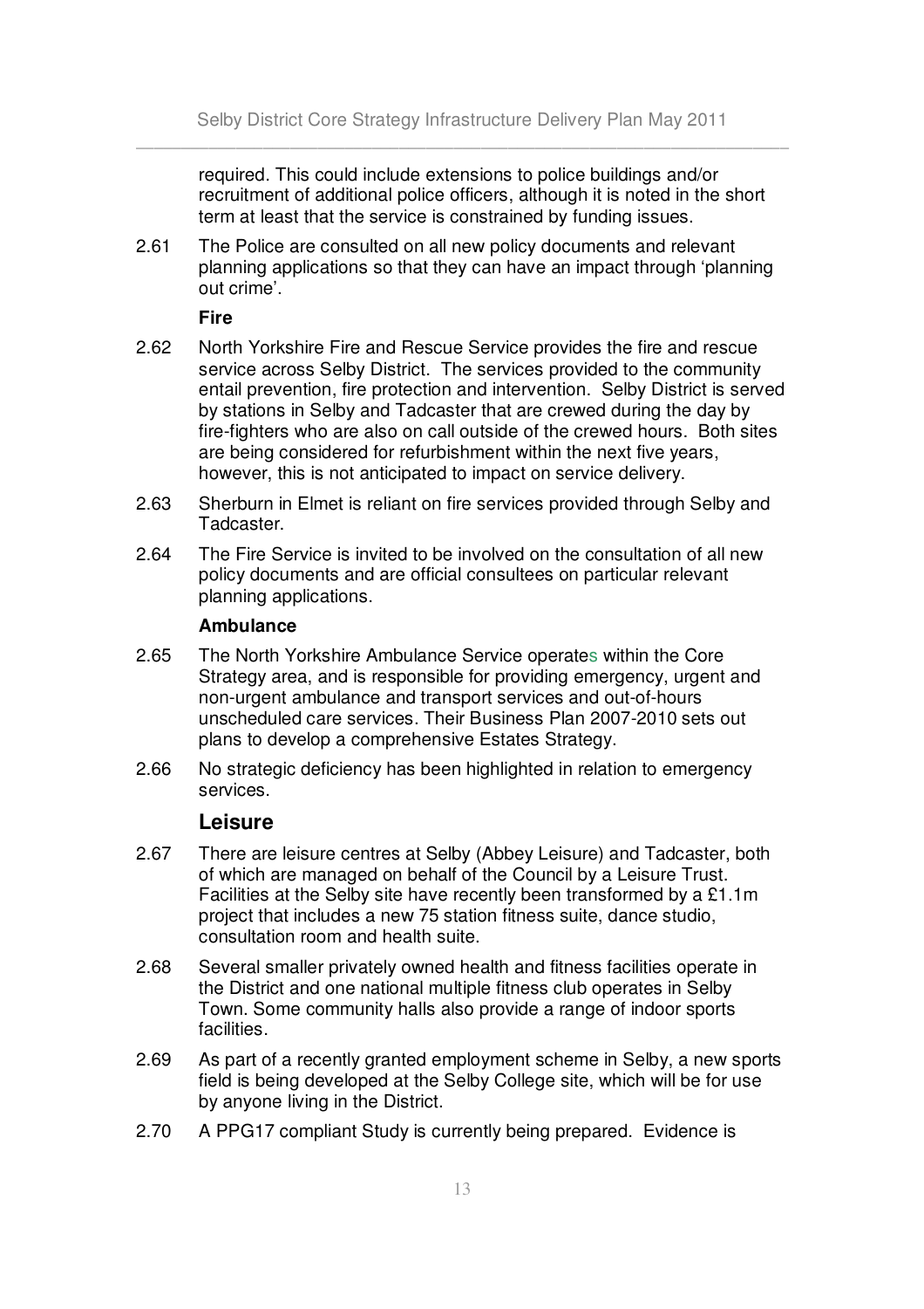required. This could include extensions to police buildings and/or recruitment of additional police officers, although it is noted in the short term at least that the service is constrained by funding issues.

2.61 The Police are consulted on all new policy documents and relevant planning applications so that they can have an impact through 'planning out crime'.

**Fire**

2.62 North Yorkshire Fire and Rescue Service provides the fire and rescue service across Selby District. The services provided to the community entail prevention, fire protection and intervention. Selby District is served by stations in Selby and Tadcaster that are crewed during the day by fire-fighters who are also on call outside of the crewed hours. Both sites are being considered for refurbishment within the next five years, however, this is not anticipated to impact on service delivery.

2.63 Sherburn in Elmet is reliant on fire services provided through Selby and Tadcaster.

2.64 The Fire Service is invited to be involved on the consultation of all new policy documents and are official consultees on particular relevant planning applications.

**Ambulance**

2.65 The North Yorkshire Ambulance Service operates within the Core Strategy area, and is responsible for providing emergency, urgent and non-urgent ambulance and transport services and out-of-hours unscheduled care services. Their Business Plan 2007-2010 sets out plans to develop a comprehensive Estates Strategy.

2.66 No strategic deficiency has been highlighted in relation to emergency services.

## Leisure

2.67 There are leisure centres at Selby (Abbey Leisure) and Tadcaster, both of which are managed on behalf of the Council by a Leisure Trust. Facilities at the Selby site have recently been transformed by a £1.1m project that includes a new 75 station fitness suite, dance studio, consultation room and health suite.

2.68 Several smaller privately owned health and fitness facilities operate in the District and one national multiple fitness club operates in Selby Town. Some community halls also provide a range of indoor sports facilities.

2.69 As part of a recently granted employment scheme in Selby, a new sports field is being developed at the Selby College site, which will be for use by anyone living in the District.

2.70 A PPG17 compliant Study is currently being prepared. Evidence is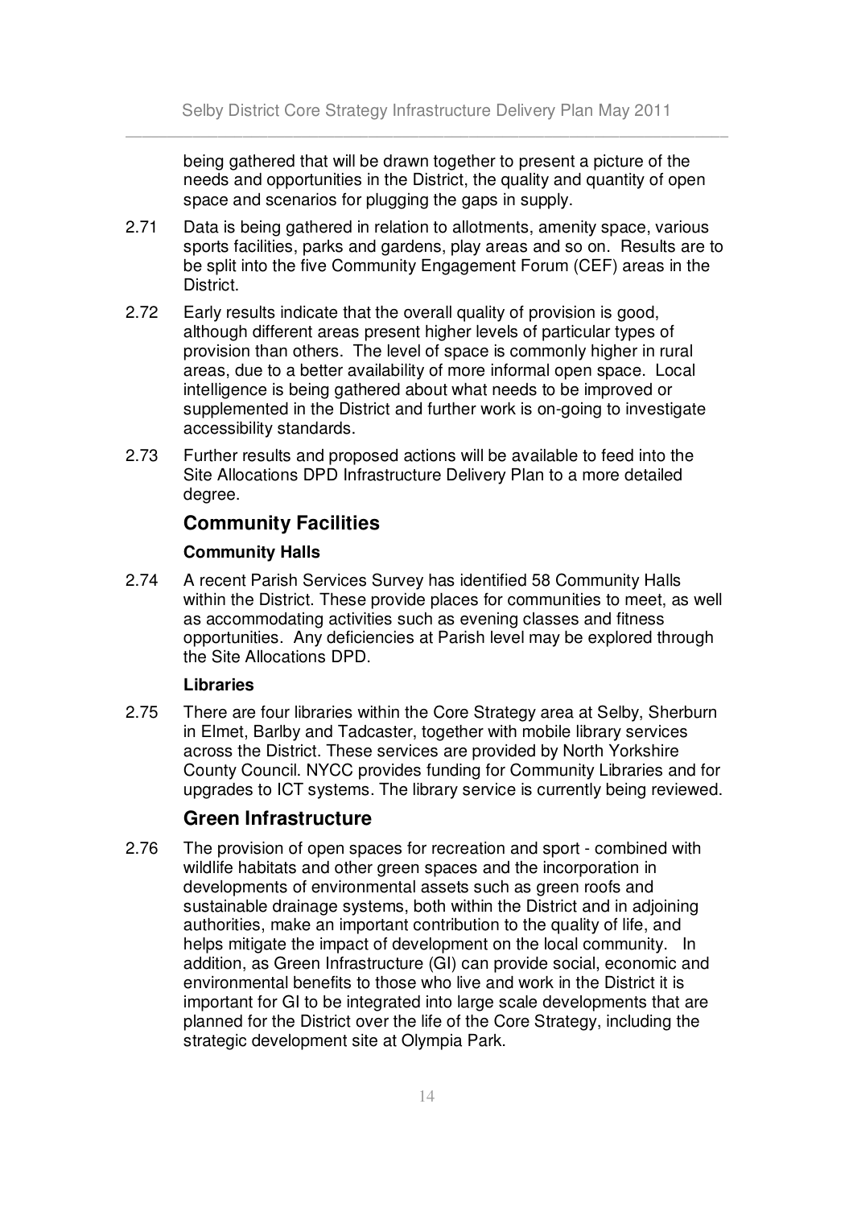being gathered that will be drawn together to present a picture of the needs and opportunities in the District, the quality and quantity of open space and scenarios for plugging the gaps in supply.

2.71 Data is being gathered in relation to allotments, amenity space, various sports facilities, parks and gardens, play areas and so on. Results are to be split into the five Community Engagement Forum (CEF) areas in the District.

2.72 Early results indicate that the overall quality of provision is good, although different areas present higher levels of particular types of provision than others. The level of space is commonly higher in rural areas, due to a better availability of more informal open space. Local intelligence is being gathered about what needs to be improved or supplemented in the District and further work is on-going to investigate accessibility standards.

2.73 Further results and proposed actions will be available to feed into the Site Allocations DPD Infrastructure Delivery Plan to a more detailed degree.

## Community Facilities

### Community Halls

2.74 A recent Parish Services Survey has identified 58 Community Halls within the District. These provide places for communities to meet, as well as accommodating activities such as evening classes and fitness opportunities. Any deficiencies at Parish level may be explored through the Site Allocations DPD.

### Libraries

2.75 There are four libraries within the Core Strategy area at Selby, Sherburn in Elmet, Barlby and Tadcaster, together with mobile library services across the District. These services are provided by North Yorkshire County Council. NYCC provides funding for Community Libraries and for upgrades to ICT systems. The library service is currently being reviewed.

## Green Infrastructure

2.76 The provision of open spaces for recreation and sport - combined with wildlife habitats and other green spaces and the incorporation in developments of environmental assets such as green roofs and sustainable drainage systems, both within the District and in adjoining authorities, make an important contribution to the quality of life, and helps mitigate the impact of development on the local community. In addition, as Green Infrastructure (GI) can provide social, economic and environmental benefits to those who live and work in the District it is important for GI to be integrated into large scale developments that are planned for the District over the life of the Core Strategy, including the strategic development site at Olympia Park.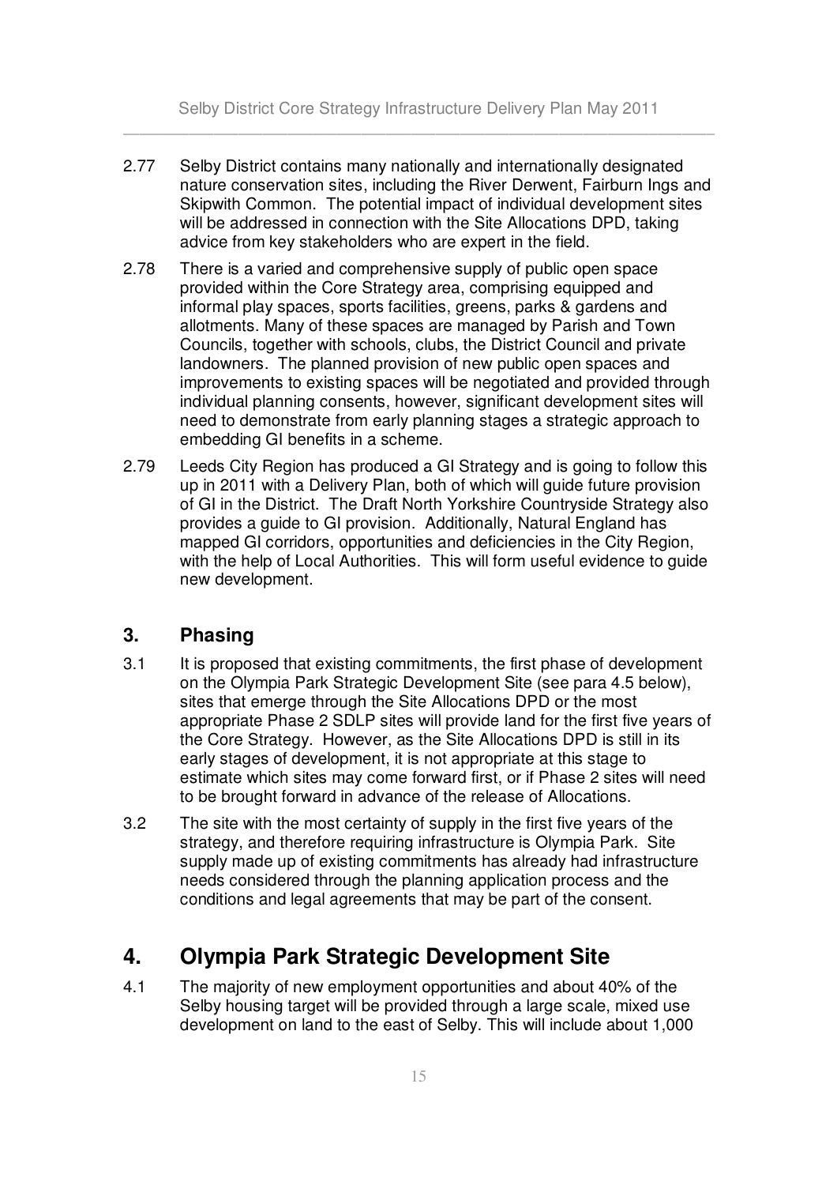2.77 Selby District contains many nationally and internationally designated nature conservation sites, including the River Derwent, Fairburn Ings and Skipwith Common. The potential impact of individual development sites will be addressed in connection with the Site Allocations DPD, taking advice from key stakeholders who are expert in the field.

2.78 There is a varied and comprehensive supply of public open space provided within the Core Strategy area, comprising equipped and informal play spaces, sports facilities, greens, parks & gardens and allotments. Many of these spaces are managed by Parish and Town Councils, together with schools, clubs, the District Council and private landowners. The planned provision of new public open spaces and improvements to existing spaces will be negotiated and provided through individual planning consents, however, significant development sites will need to demonstrate from early planning stages a strategic approach to embedding GI benefits in a scheme.

2.79 Leeds City Region has produced a GI Strategy and is going to follow this up in 2011 with a Delivery Plan, both of which will guide future provision of GI in the District. The Draft North Yorkshire Countryside Strategy also provides a guide to GI provision. Additionally, Natural England has mapped GI corridors, opportunities and deficiencies in the City Region, with the help of Local Authorities. This will form useful evidence to guide new development.

## 3. Phasing

3.1 It is proposed that existing commitments, the first phase of development on the Olympia Park Strategic Development Site (see para 4.5 below), sites that emerge through the Site Allocations DPD or the most appropriate Phase 2 SDLP sites will provide land for the first five years of the Core Strategy. However, as the Site Allocations DPD is still in its early stages of development, it is not appropriate at this stage to estimate which sites may come forward first, or if Phase 2 sites will need to be brought forward in advance of the release of Allocations.

3.2 The site with the most certainty of supply in the first five years of the strategy, and therefore requiring infrastructure is Olympia Park. Site supply made up of existing commitments has already had infrastructure needs considered through the planning application process and the conditions and legal agreements that may be part of the consent.

# 4. Olympia Park Strategic Development Site

4.1 The majority of new employment opportunities and about 40% of the Selby housing target will be provided through a large scale, mixed use development on land to the east of Selby. This will include about 1,000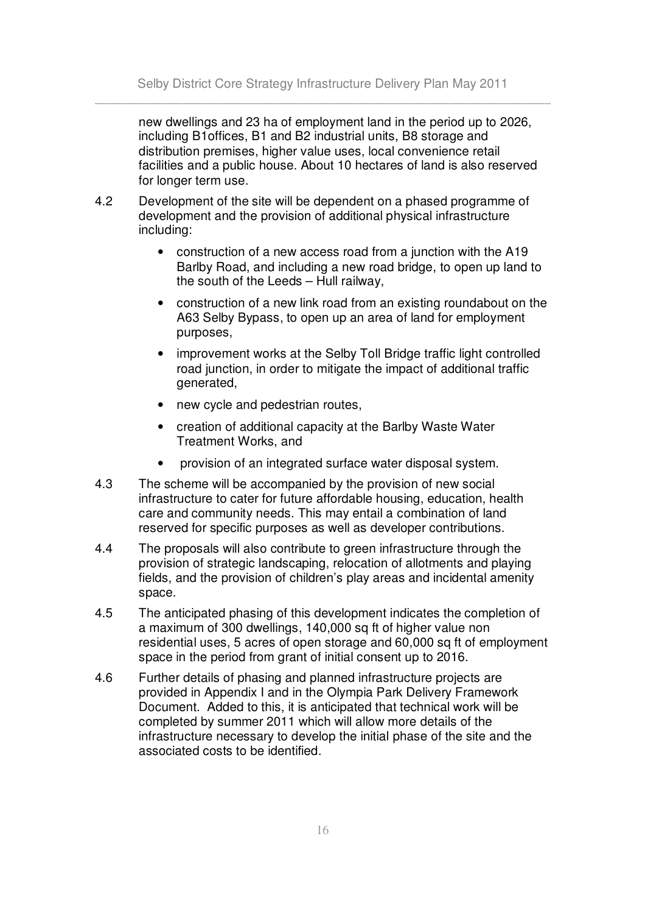new dwellings and 23 ha of employment land in the period up to 2026, including B1offices, B1 and B2 industrial units, B8 storage and distribution premises, higher value uses, local convenience retail facilities and a public house. About 10 hectares of land is also reserved for longer term use.

4.2 Development of the site will be dependent on a phased programme of development and the provision of additional physical infrastructure including:

- construction of a new access road from a junction with the A19 Barlby Road, and including a new road bridge, to open up land to the south of the Leeds – Hull railway,
- construction of a new link road from an existing roundabout on the A63 Selby Bypass, to open up an area of land for employment purposes,
- improvement works at the Selby Toll Bridge traffic light controlled road junction, in order to mitigate the impact of additional traffic generated,
- new cycle and pedestrian routes,
- creation of additional capacity at the Barlby Waste Water Treatment Works, and
- provision of an integrated surface water disposal system.

4.3 The scheme will be accompanied by the provision of new social infrastructure to cater for future affordable housing, education, health care and community needs. This may entail a combination of land reserved for specific purposes as well as developer contributions.

4.4 The proposals will also contribute to green infrastructure through the provision of strategic landscaping, relocation of allotments and playing fields, and the provision of children's play areas and incidental amenity space.

4.5 The anticipated phasing of this development indicates the completion of a maximum of 300 dwellings, 140,000 sq ft of higher value non residential uses, 5 acres of open storage and 60,000 sq ft of employment space in the period from grant of initial consent up to 2016.

4.6 Further details of phasing and planned infrastructure projects are provided in Appendix I and in the Olympia Park Delivery Framework Document. Added to this, it is anticipated that technical work will be completed by summer 2011 which will allow more details of the infrastructure necessary to develop the initial phase of the site and the associated costs to be identified.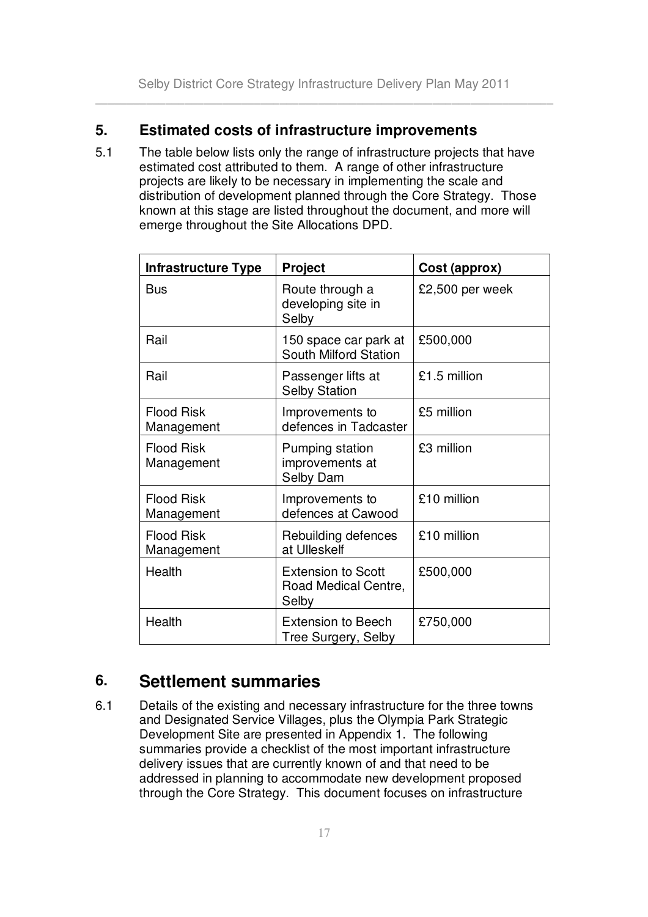## 5. Estimated costs of infrastructure improvements

5.1 The table below lists only the range of infrastructure projects that have estimated cost attributed to them. A range of other infrastructure projects are likely to be necessary in implementing the scale and distribution of development planned through the Core Strategy. Those known at this stage are listed throughout the document, and more will emerge throughout the Site Allocations DPD.

| Infrastructure Type | Project | Cost (approx) |
|---|---|---|
| Bus | Route through a developing site in Selby | £2,500 per week |
| Rail | 150 space car park at South Milford Station | £500,000 |
| Rail | Passenger lifts at Selby Station | £1.5 million |
| Flood Risk Management | Improvements to defences in Tadcaster | £5 million |
| Flood Risk Management | Pumping station improvements at Selby Dam | £3 million |
| Flood Risk Management | Improvements to defences at Cawood | £10 million |
| Flood Risk Management | Rebuilding defences at Ulleskelf | £10 million |
| Health | Extension to Scott Road Medical Centre, Selby | £500,000 |
| Health | Extension to Beech Tree Surgery, Selby | £750,000 |

## 6. Settlement summaries

6.1 Details of the existing and necessary infrastructure for the three towns and Designated Service Villages, plus the Olympia Park Strategic Development Site are presented in Appendix 1. The following summaries provide a checklist of the most important infrastructure delivery issues that are currently known of and that need to be addressed in planning to accommodate new development proposed through the Core Strategy. This document focuses on infrastructure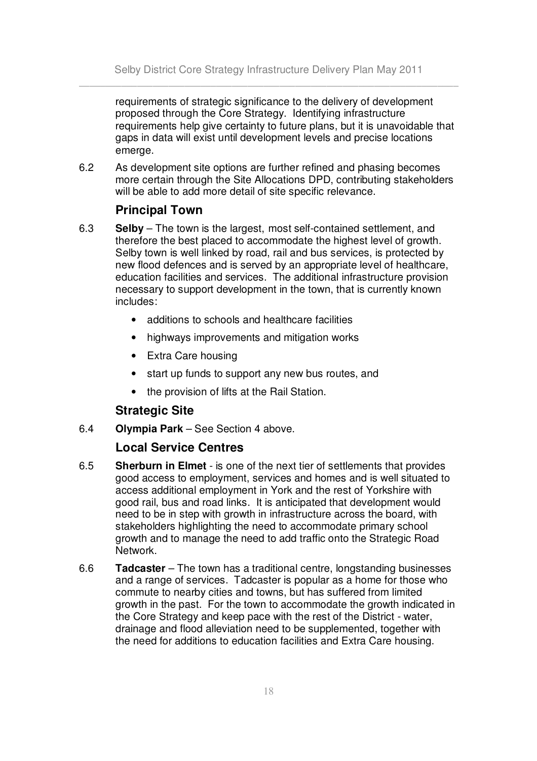requirements of strategic significance to the delivery of development proposed through the Core Strategy. Identifying infrastructure requirements help give certainty to future plans, but it is unavoidable that gaps in data will exist until development levels and precise locations emerge.

6.2 As development site options are further refined and phasing becomes more certain through the Site Allocations DPD, contributing stakeholders will be able to add more detail of site specific relevance.

## Principal Town

6.3 **Selby** – The town is the largest, most self-contained settlement, and therefore the best placed to accommodate the highest level of growth. Selby town is well linked by road, rail and bus services, is protected by new flood defences and is served by an appropriate level of healthcare, education facilities and services. The additional infrastructure provision necessary to support development in the town, that is currently known includes:

- additions to schools and healthcare facilities
- highways improvements and mitigation works
- Extra Care housing
- start up funds to support any new bus routes, and
- the provision of lifts at the Rail Station.

## Strategic Site

6.4 **Olympia Park** – See Section 4 above.

## Local Service Centres

6.5 **Sherburn in Elmet** - is one of the next tier of settlements that provides good access to employment, services and homes and is well situated to access additional employment in York and the rest of Yorkshire with good rail, bus and road links. It is anticipated that development would need to be in step with growth in infrastructure across the board, with stakeholders highlighting the need to accommodate primary school growth and to manage the need to add traffic onto the Strategic Road Network.

6.6 **Tadcaster** – The town has a traditional centre, longstanding businesses and a range of services. Tadcaster is popular as a home for those who commute to nearby cities and towns, but has suffered from limited growth in the past. For the town to accommodate the growth indicated in the Core Strategy and keep pace with the rest of the District - water, drainage and flood alleviation need to be supplemented, together with the need for additions to education facilities and Extra Care housing.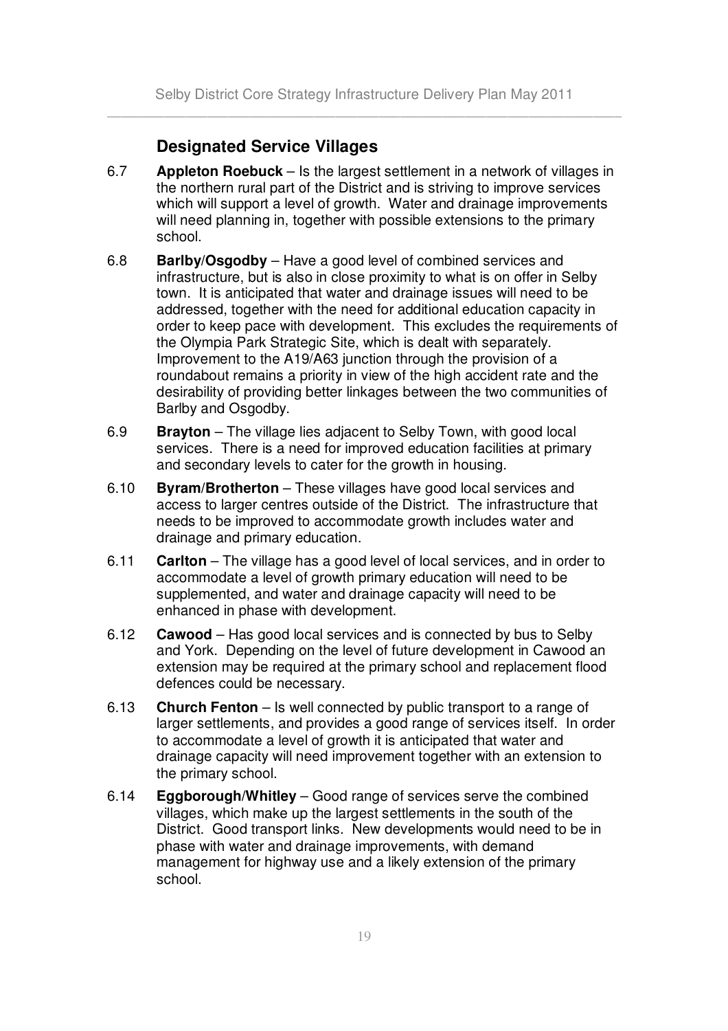## Designated Service Villages

6.7 **Appleton Roebuck** – Is the largest settlement in a network of villages in the northern rural part of the District and is striving to improve services which will support a level of growth. Water and drainage improvements will need planning in, together with possible extensions to the primary school.

6.8 **Barlby/Osgodby** – Have a good level of combined services and infrastructure, but is also in close proximity to what is on offer in Selby town. It is anticipated that water and drainage issues will need to be addressed, together with the need for additional education capacity in order to keep pace with development. This excludes the requirements of the Olympia Park Strategic Site, which is dealt with separately. Improvement to the A19/A63 junction through the provision of a roundabout remains a priority in view of the high accident rate and the desirability of providing better linkages between the two communities of Barlby and Osgodby.

6.9 **Brayton** – The village lies adjacent to Selby Town, with good local services. There is a need for improved education facilities at primary and secondary levels to cater for the growth in housing.

6.10 **Byram/Brotherton** – These villages have good local services and access to larger centres outside of the District. The infrastructure that needs to be improved to accommodate growth includes water and drainage and primary education.

6.11 **Carlton** – The village has a good level of local services, and in order to accommodate a level of growth primary education will need to be supplemented, and water and drainage capacity will need to be enhanced in phase with development.

6.12 **Cawood** – Has good local services and is connected by bus to Selby and York. Depending on the level of future development in Cawood an extension may be required at the primary school and replacement flood defences could be necessary.

6.13 **Church Fenton** – Is well connected by public transport to a range of larger settlements, and provides a good range of services itself. In order to accommodate a level of growth it is anticipated that water and drainage capacity will need improvement together with an extension to the primary school.

6.14 **Eggborough/Whitley** – Good range of services serve the combined villages, which make up the largest settlements in the south of the District. Good transport links. New developments would need to be in phase with water and drainage improvements, with demand management for highway use and a likely extension of the primary school.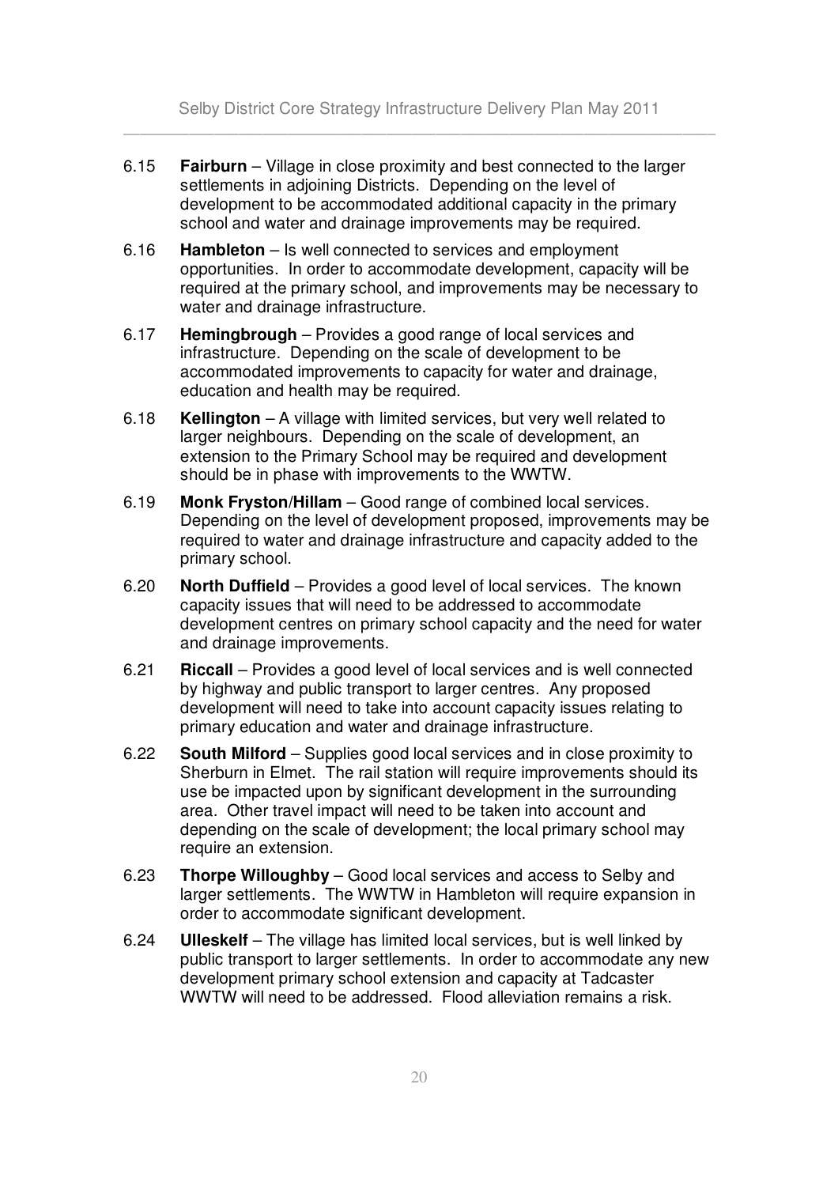6.15 **Fairburn** – Village in close proximity and best connected to the larger settlements in adjoining Districts. Depending on the level of development to be accommodated additional capacity in the primary school and water and drainage improvements may be required.

6.16 **Hambleton** – Is well connected to services and employment opportunities. In order to accommodate development, capacity will be required at the primary school, and improvements may be necessary to water and drainage infrastructure.

6.17 **Hemingbrough** – Provides a good range of local services and infrastructure. Depending on the scale of development to be accommodated improvements to capacity for water and drainage, education and health may be required.

6.18 **Kellington** – A village with limited services, but very well related to larger neighbours. Depending on the scale of development, an extension to the Primary School may be required and development should be in phase with improvements to the WWTW.

6.19 **Monk Fryston/Hillam** – Good range of combined local services. Depending on the level of development proposed, improvements may be required to water and drainage infrastructure and capacity added to the primary school.

6.20 **North Duffield** – Provides a good level of local services. The known capacity issues that will need to be addressed to accommodate development centres on primary school capacity and the need for water and drainage improvements.

6.21 **Riccall** – Provides a good level of local services and is well connected by highway and public transport to larger centres. Any proposed development will need to take into account capacity issues relating to primary education and water and drainage infrastructure.

6.22 **South Milford** – Supplies good local services and in close proximity to Sherburn in Elmet. The rail station will require improvements should its use be impacted upon by significant development in the surrounding area. Other travel impact will need to be taken into account and depending on the scale of development; the local primary school may require an extension.

6.23 **Thorpe Willoughby** – Good local services and access to Selby and larger settlements. The WWTW in Hambleton will require expansion in order to accommodate significant development.

6.24 **Ulleskelf** – The village has limited local services, but is well linked by public transport to larger settlements. In order to accommodate any new development primary school extension and capacity at Tadcaster WWTW will need to be addressed. Flood alleviation remains a risk.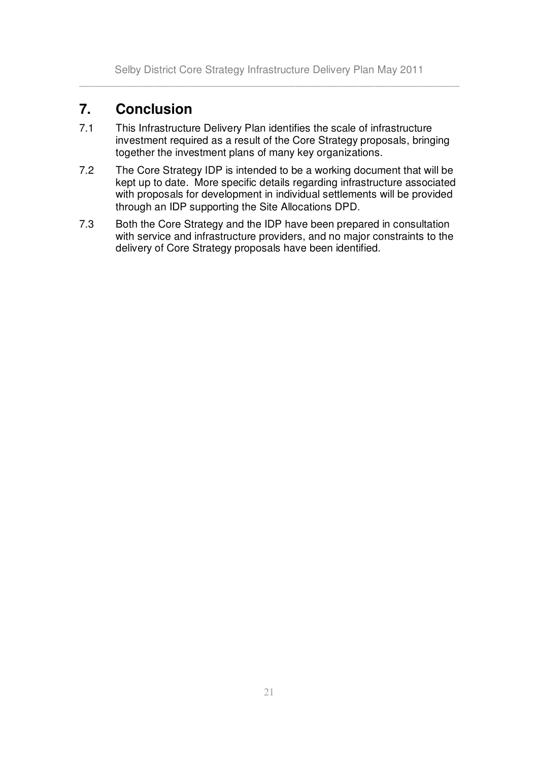## 7. Conclusion

7.1 This Infrastructure Delivery Plan identifies the scale of infrastructure investment required as a result of the Core Strategy proposals, bringing together the investment plans of many key organizations.

7.2 The Core Strategy IDP is intended to be a working document that will be kept up to date. More specific details regarding infrastructure associated with proposals for development in individual settlements will be provided through an IDP supporting the Site Allocations DPD.

7.3 Both the Core Strategy and the IDP have been prepared in consultation with service and infrastructure providers, and no major constraints to the delivery of Core Strategy proposals have been identified.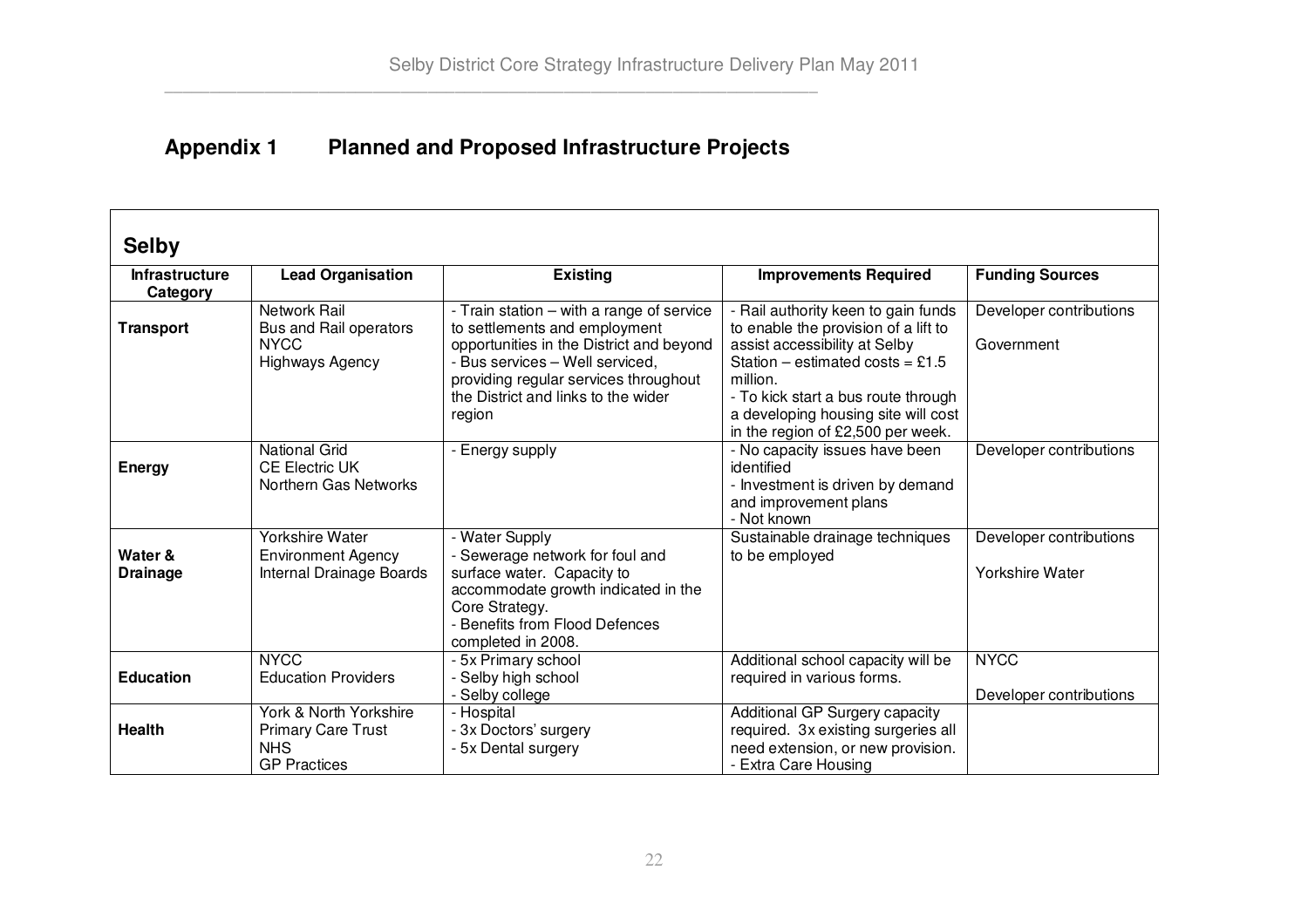## Appendix 1 Planned and Proposed Infrastructure Projects

| **Selby** | | | | |
|---|---|---|---|---|
| **Infrastructure Category** | **Lead Organisation** | **Existing** | **Improvements Required** | **Funding Sources** |
| **Transport** | Network Rail<br>Bus and Rail operators<br>NYCC<br>Highways Agency | - Train station – with a range of service to settlements and employment opportunities in the District and beyond<br>- Bus services – Well serviced, providing regular services throughout the District and links to the wider region | - Rail authority keen to gain funds to enable the provision of a lift to assist accessibility at Selby Station – estimated costs = £1.5 million.<br>- To kick start a bus route through a developing housing site will cost in the region of £2,500 per week. | Developer contributions<br><br>Government |
| **Energy** | National Grid<br>CE Electric UK<br>Northern Gas Networks | - Energy supply | - No capacity issues have been identified<br>- Investment is driven by demand and improvement plans<br>- Not known | Developer contributions |
| **Water & Drainage** | Yorkshire Water<br>Environment Agency<br>Internal Drainage Boards | - Water Supply<br>- Sewerage network for foul and surface water. Capacity to accommodate growth indicated in the Core Strategy.<br>- Benefits from Flood Defences completed in 2008. | Sustainable drainage techniques to be employed | Developer contributions<br><br>Yorkshire Water |
| **Education** | NYCC<br>Education Providers | - 5x Primary school<br>- Selby high school<br>- Selby college | Additional school capacity will be required in various forms. | NYCC<br><br>Developer contributions |
| **Health** | York & North Yorkshire Primary Care Trust<br>NHS<br>GP Practices | - Hospital<br>- 3x Doctors' surgery<br>- 5x Dental surgery | Additional GP Surgery capacity required. 3x existing surgeries all need extension, or new provision.<br>- Extra Care Housing | |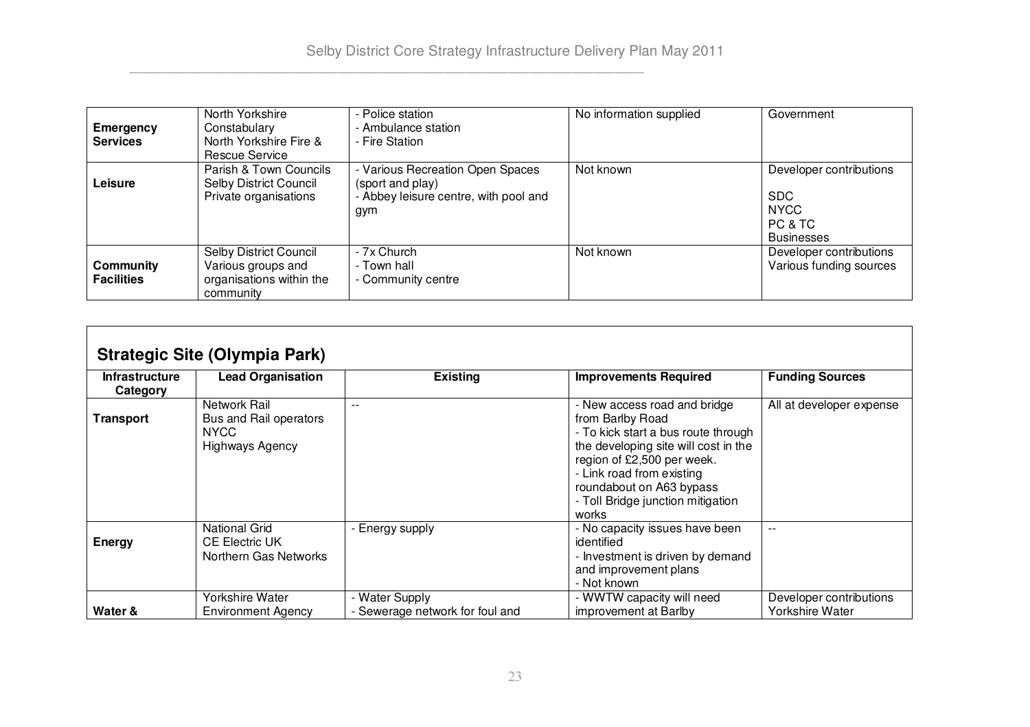| | | | | |
|---|---|---|---|---|
| **Emergency Services** | North Yorkshire Constabulary<br>North Yorkshire Fire & Rescue Service | - Police station<br>- Ambulance station<br>- Fire Station | No information supplied | Government |
| **Leisure** | Parish & Town Councils<br>Selby District Council<br>Private organisations | - Various Recreation Open Spaces (sport and play)<br>- Abbey leisure centre, with pool and gym | Not known | Developer contributions<br><br>SDC<br>NYCC<br>PC & TC<br>Businesses |
| **Community Facilities** | Selby District Council<br>Various groups and organisations within the community | - 7x Church<br>- Town hall<br>- Community centre | Not known | Developer contributions<br>Various funding sources |

## Strategic Site (Olympia Park)

| Infrastructure Category | Lead Organisation | Existing | Improvements Required | Funding Sources |
|---|---|---|---|---|
| **Transport** | Network Rail<br>Bus and Rail operators<br>NYCC<br>Highways Agency | -- | - New access road and bridge from Barlby Road<br>- To kick start a bus route through the developing site will cost in the region of £2,500 per week.<br>- Link road from existing roundabout on A63 bypass<br>- Toll Bridge junction mitigation works | All at developer expense |
| **Energy** | National Grid<br>CE Electric UK<br>Northern Gas Networks | - Energy supply | - No capacity issues have been identified<br>- Investment is driven by demand and improvement plans<br>- Not known | -- |
| **Water &** | Yorkshire Water<br>Environment Agency | - Water Supply<br>- Sewerage network for foul and | - WWTW capacity will need improvement at Barlby | Developer contributions<br>Yorkshire Water |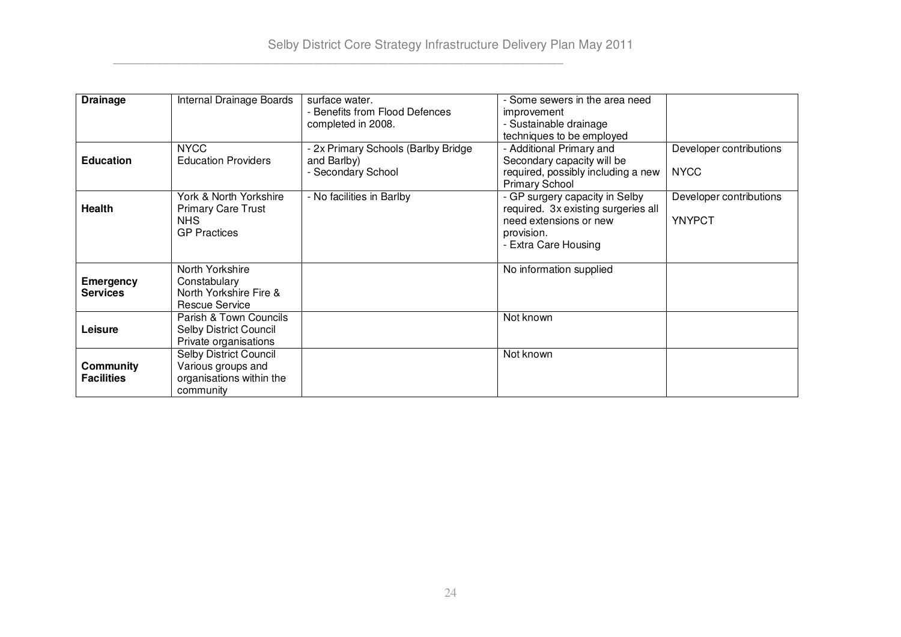| | | | | |
|---|---|---|---|---|
| **Drainage** | Internal Drainage Boards | surface water.<br>- Benefits from Flood Defences completed in 2008. | - Some sewers in the area need improvement<br>- Sustainable drainage techniques to be employed | |
| **Education** | NYCC<br>Education Providers | - 2x Primary Schools (Barlby Bridge and Barlby)<br>- Secondary School | - Additional Primary and Secondary capacity will be required, possibly including a new Primary School | Developer contributions<br><br>NYCC |
| **Health** | York & North Yorkshire Primary Care Trust<br>NHS<br>GP Practices | - No facilities in Barlby | - GP surgery capacity in Selby required. 3x existing surgeries all need extensions or new provision.<br>- Extra Care Housing | Developer contributions<br><br>YNYPCT |
| **Emergency Services** | North Yorkshire Constabulary<br>North Yorkshire Fire & Rescue Service | | No information supplied | |
| **Leisure** | Parish & Town Councils<br>Selby District Council<br>Private organisations | | Not known | |
| **Community Facilities** | Selby District Council<br>Various groups and organisations within the community | | Not known | |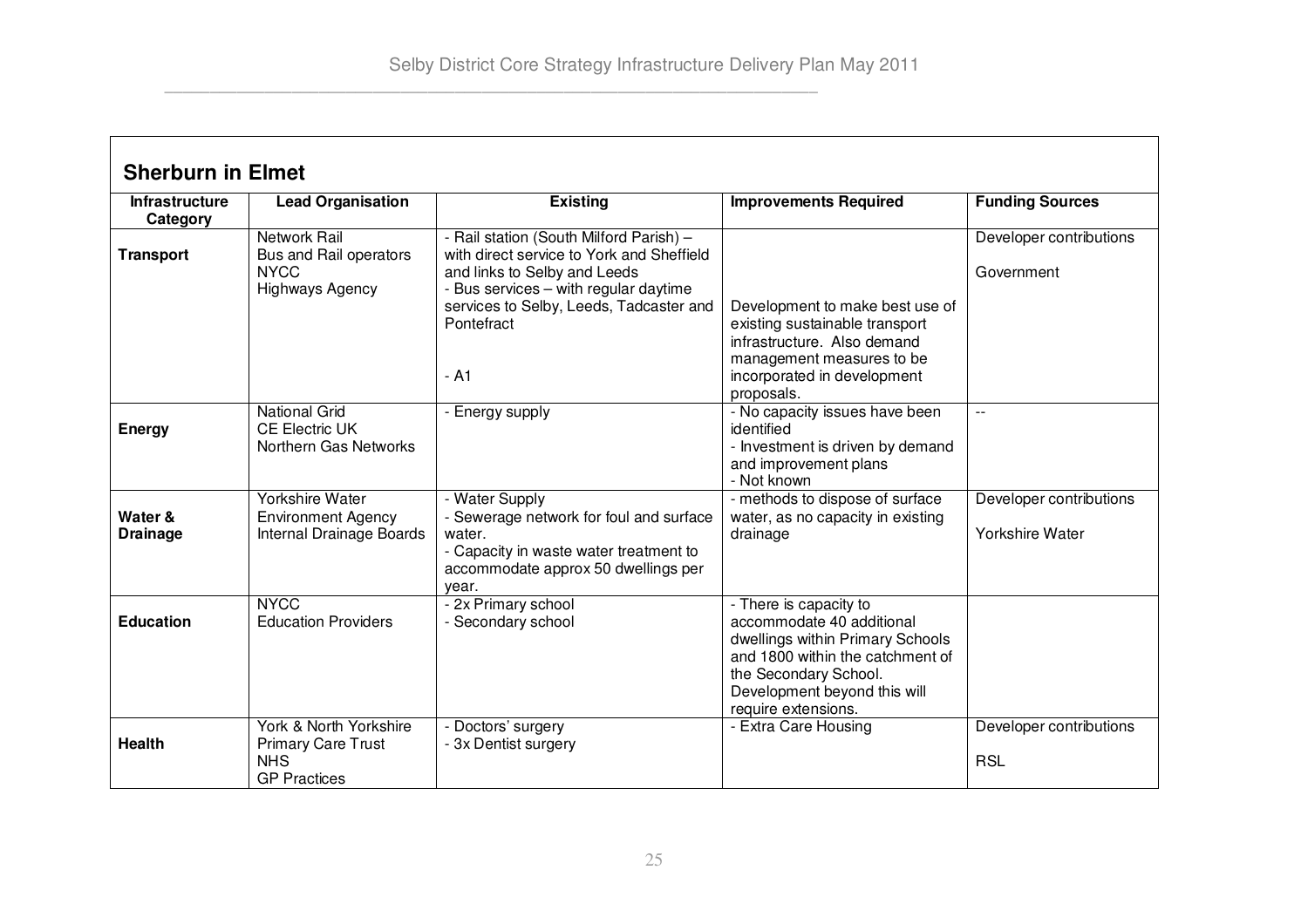## Sherburn in Elmet

| Infrastructure Category | Lead Organisation | Existing | Improvements Required | Funding Sources |
|---|---|---|---|---|
| **Transport** | Network Rail<br>Bus and Rail operators<br>NYCC<br>Highways Agency | - Rail station (South Milford Parish) – with direct service to York and Sheffield and links to Selby and Leeds<br>- Bus services – with regular daytime services to Selby, Leeds, Tadcaster and Pontefract<br><br>- A1 | Development to make best use of existing sustainable transport infrastructure. Also demand management measures to be incorporated in development proposals. | Developer contributions<br><br>Government |
| **Energy** | National Grid<br>CE Electric UK<br>Northern Gas Networks | - Energy supply | - No capacity issues have been identified<br>- Investment is driven by demand and improvement plans<br>- Not known | -- |
| **Water & Drainage** | Yorkshire Water<br>Environment Agency<br>Internal Drainage Boards | - Water Supply<br>- Sewerage network for foul and surface water.<br>- Capacity in waste water treatment to accommodate approx 50 dwellings per year. | - methods to dispose of surface water, as no capacity in existing drainage | Developer contributions<br><br>Yorkshire Water |
| **Education** | NYCC<br>Education Providers | - 2x Primary school<br>- Secondary school | - There is capacity to accommodate 40 additional dwellings within Primary Schools and 1800 within the catchment of the Secondary School. Development beyond this will require extensions. | |
| **Health** | York & North Yorkshire Primary Care Trust<br>NHS<br>GP Practices | - Doctors' surgery<br>- 3x Dentist surgery | - Extra Care Housing | Developer contributions<br><br>RSL |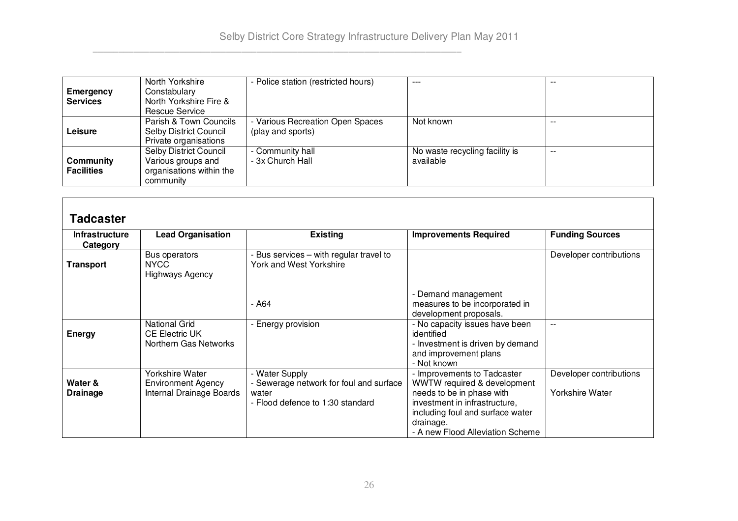| | | | | |
|---|---|---|---|---|
| **Emergency Services** | North Yorkshire Constabulary<br>North Yorkshire Fire & Rescue Service | - Police station (restricted hours) | --- | -- |
| **Leisure** | Parish & Town Councils<br>Selby District Council<br>Private organisations | - Various Recreation Open Spaces (play and sports) | Not known | -- |
| **Community Facilities** | Selby District Council<br>Various groups and organisations within the community | - Community hall<br>- 3x Church Hall | No waste recycling facility is available | -- |

## Tadcaster

| Infrastructure Category | Lead Organisation | Existing | Improvements Required | Funding Sources |
|---|---|---|---|---|
| **Transport** | Bus operators<br>NYCC<br>Highways Agency | - Bus services – with regular travel to York and West Yorkshire<br><br>- A64 | <br><br>- Demand management measures to be incorporated in development proposals. | Developer contributions |
| **Energy** | National Grid<br>CE Electric UK<br>Northern Gas Networks | - Energy provision | - No capacity issues have been identified<br>- Investment is driven by demand and improvement plans<br>- Not known | -- |
| **Water & Drainage** | Yorkshire Water<br>Environment Agency<br>Internal Drainage Boards | - Water Supply<br>- Sewerage network for foul and surface water<br>- Flood defence to 1:30 standard | - Improvements to Tadcaster WWTW required & development needs to be in phase with investment in infrastructure, including foul and surface water drainage.<br>- A new Flood Alleviation Scheme | Developer contributions<br><br>Yorkshire Water |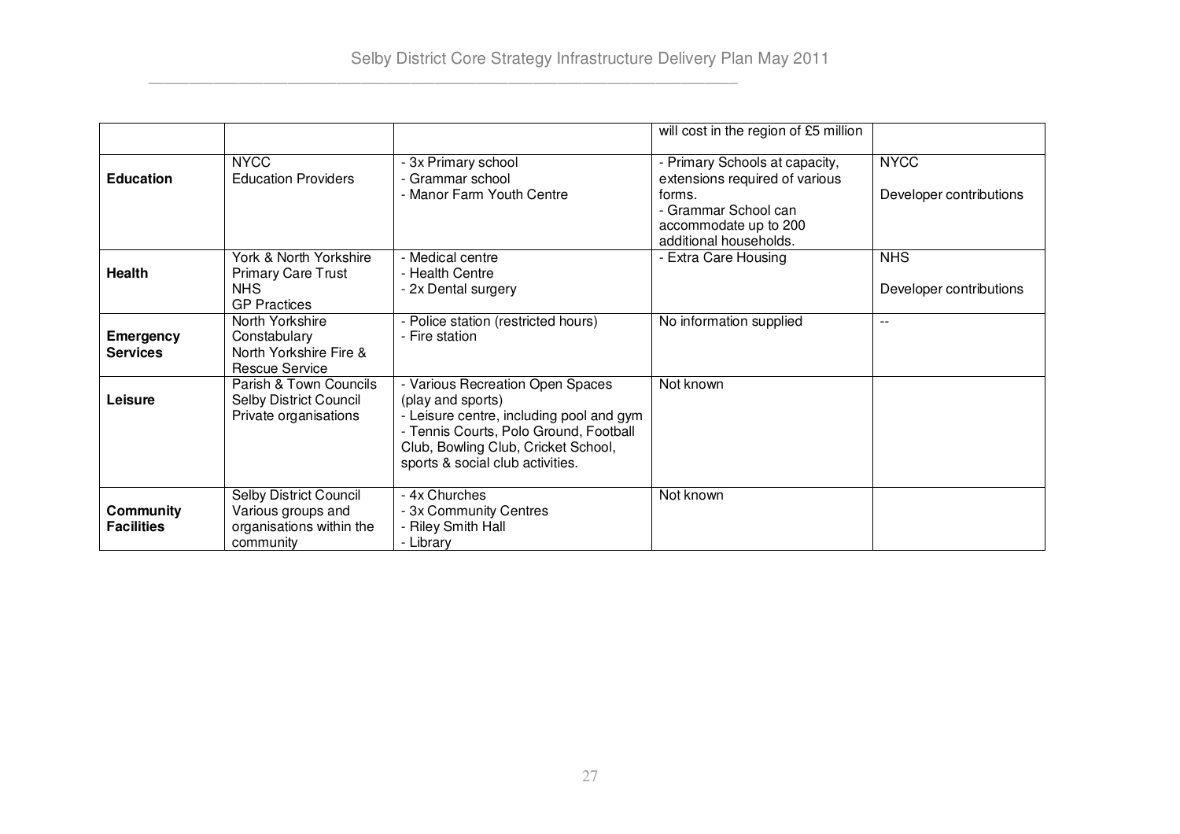| | | | | |
|---|---|---|---|---|
| | | | will cost in the region of £5 million | |
| **Education** | NYCC<br>Education Providers | - 3x Primary school<br>- Grammar school<br>- Manor Farm Youth Centre | - Primary Schools at capacity, extensions required of various forms.<br>- Grammar School can accommodate up to 200 additional households. | NYCC<br><br>Developer contributions |
| **Health** | York & North Yorkshire Primary Care Trust<br>NHS<br>GP Practices | - Medical centre<br>- Health Centre<br>- 2x Dental surgery | - Extra Care Housing | NHS<br><br>Developer contributions |
| **Emergency Services** | North Yorkshire Constabulary<br>North Yorkshire Fire & Rescue Service | - Police station (restricted hours)<br>- Fire station | No information supplied | -- |
| **Leisure** | Parish & Town Councils<br>Selby District Council<br>Private organisations | - Various Recreation Open Spaces (play and sports)<br>- Leisure centre, including pool and gym<br>- Tennis Courts, Polo Ground, Football Club, Bowling Club, Cricket School, sports & social club activities. | Not known | |
| **Community Facilities** | Selby District Council<br>Various groups and organisations within the community | - 4x Churches<br>- 3x Community Centres<br>- Riley Smith Hall<br>- Library | Not known | |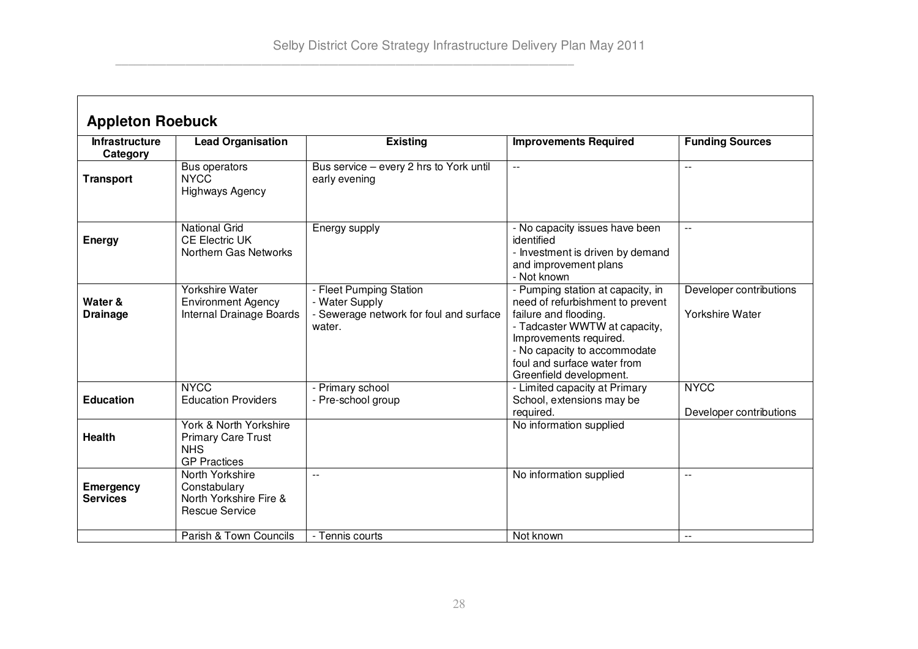## Appleton Roebuck

| Infrastructure Category | Lead Organisation | Existing | Improvements Required | Funding Sources |
|---|---|---|---|---|
| **Transport** | Bus operators<br>NYCC<br>Highways Agency | Bus service – every 2 hrs to York until early evening | -- | -- |
| **Energy** | National Grid<br>CE Electric UK<br>Northern Gas Networks | Energy supply | - No capacity issues have been identified<br>- Investment is driven by demand and improvement plans<br>- Not known | -- |
| **Water & Drainage** | Yorkshire Water<br>Environment Agency<br>Internal Drainage Boards | - Fleet Pumping Station<br>- Water Supply<br>- Sewerage network for foul and surface water. | - Pumping station at capacity, in need of refurbishment to prevent failure and flooding.<br>- Tadcaster WWTW at capacity, Improvements required.<br>- No capacity to accommodate foul and surface water from Greenfield development. | Developer contributions<br><br>Yorkshire Water |
| **Education** | NYCC<br>Education Providers | - Primary school<br>- Pre-school group | - Limited capacity at Primary School, extensions may be required. | NYCC<br><br>Developer contributions |
| **Health** | York & North Yorkshire Primary Care Trust<br>NHS<br>GP Practices | | No information supplied | |
| **Emergency Services** | North Yorkshire Constabulary<br>North Yorkshire Fire & Rescue Service | -- | No information supplied | -- |
| | Parish & Town Councils | - Tennis courts | Not known | -- |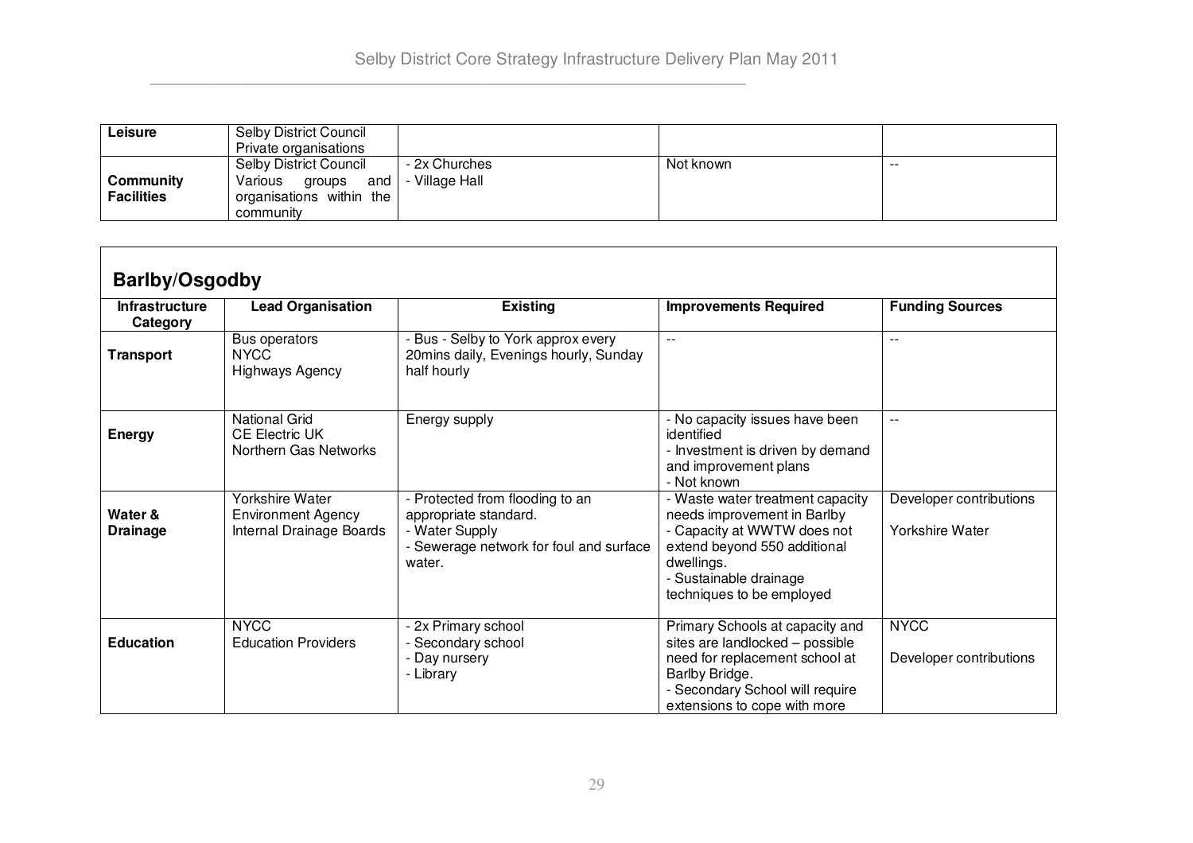| | | | | |
|---|---|---|---|---|
| **Leisure** | Selby District Council<br>Private organisations | | | |
| **Community Facilities** | Selby District Council<br>Various groups and organisations within the community | - 2x Churches<br>- Village Hall | Not known | -- |

## Barlby/Osgodby

| Infrastructure Category | Lead Organisation | Existing | Improvements Required | Funding Sources |
|---|---|---|---|---|
| **Transport** | Bus operators<br>NYCC<br>Highways Agency | - Bus - Selby to York approx every 20mins daily, Evenings hourly, Sunday half hourly | -- | -- |
| **Energy** | National Grid<br>CE Electric UK<br>Northern Gas Networks | Energy supply | - No capacity issues have been identified<br>- Investment is driven by demand and improvement plans<br>- Not known | -- |
| **Water & Drainage** | Yorkshire Water<br>Environment Agency<br>Internal Drainage Boards | - Protected from flooding to an appropriate standard.<br>- Water Supply<br>- Sewerage network for foul and surface water. | - Waste water treatment capacity needs improvement in Barlby<br>- Capacity at WWTW does not extend beyond 550 additional dwellings.<br>- Sustainable drainage techniques to be employed | Developer contributions<br><br>Yorkshire Water |
| **Education** | NYCC<br>Education Providers | - 2x Primary school<br>- Secondary school<br>- Day nursery<br>- Library | Primary Schools at capacity and sites are landlocked – possible need for replacement school at Barlby Bridge.<br>- Secondary School will require extensions to cope with more | NYCC<br><br>Developer contributions |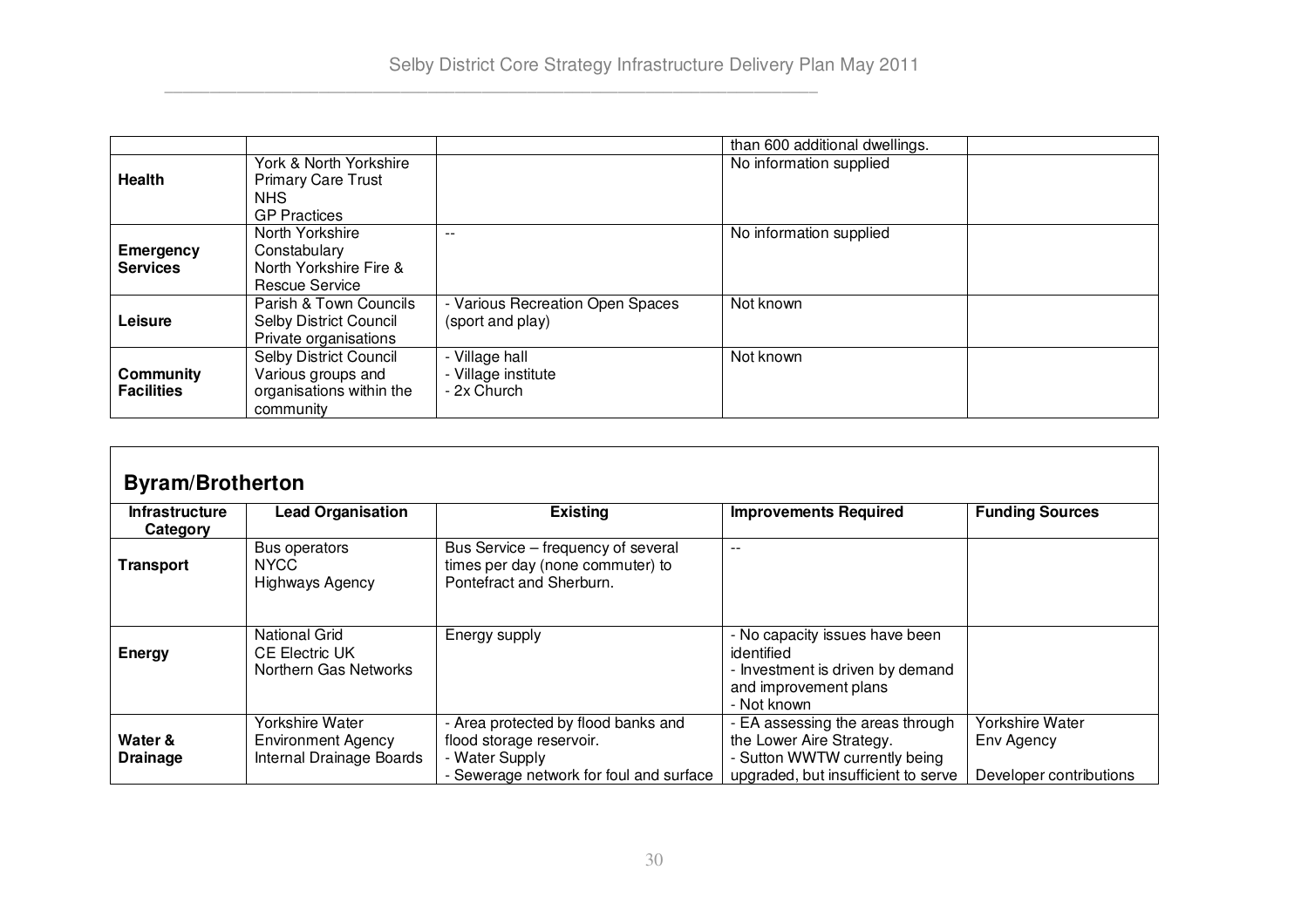| | | | than 600 additional dwellings. | |
|---|---|---|---|---|
| **Health** | York & North Yorkshire Primary Care Trust<br>NHS<br>GP Practices | | No information supplied | |
| **Emergency Services** | North Yorkshire Constabulary<br>North Yorkshire Fire & Rescue Service | -- | No information supplied | |
| **Leisure** | Parish & Town Councils<br>Selby District Council<br>Private organisations | - Various Recreation Open Spaces (sport and play) | Not known | |
| **Community Facilities** | Selby District Council<br>Various groups and organisations within the community | - Village hall<br>- Village institute<br>- 2x Church | Not known | |

## Byram/Brotherton

| Infrastructure Category | Lead Organisation | Existing | Improvements Required | Funding Sources |
|---|---|---|---|---|
| **Transport** | Bus operators<br>NYCC<br>Highways Agency | Bus Service – frequency of several times per day (none commuter) to Pontefract and Sherburn. | -- | |
| **Energy** | National Grid<br>CE Electric UK<br>Northern Gas Networks | Energy supply | - No capacity issues have been identified<br>- Investment is driven by demand and improvement plans<br>- Not known | |
| **Water & Drainage** | Yorkshire Water<br>Environment Agency<br>Internal Drainage Boards | - Area protected by flood banks and flood storage reservoir.<br>- Water Supply<br>- Sewerage network for foul and surface | - EA assessing the areas through the Lower Aire Strategy.<br>- Sutton WWTW currently being upgraded, but insufficient to serve | Yorkshire Water<br>Env Agency<br><br>Developer contributions |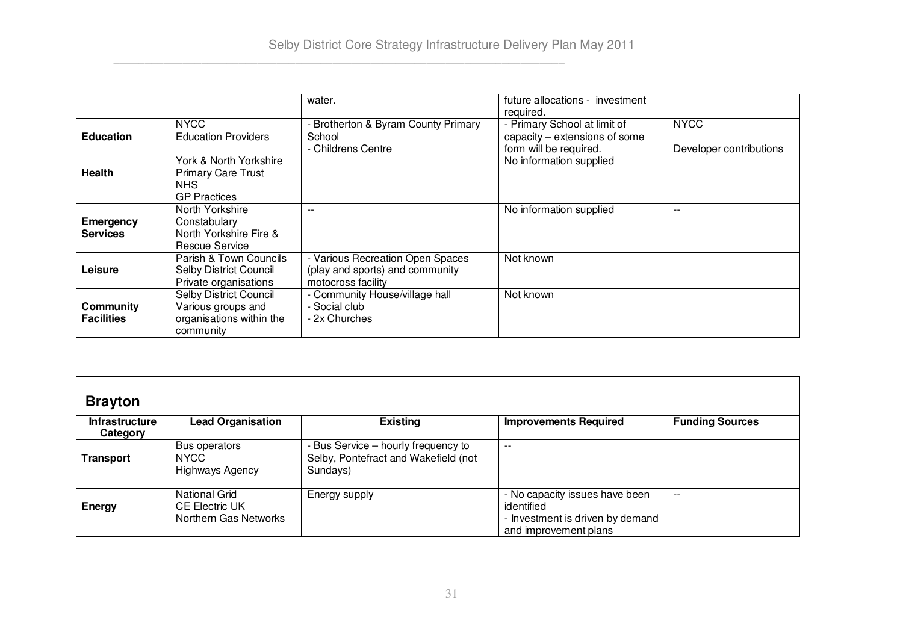| | | water. | future allocations - investment required. | |
|---|---|---|---|---|
| **Education** | NYCC<br>Education Providers | - Brotherton & Byram County Primary School<br>- Childrens Centre | - Primary School at limit of capacity – extensions of some form will be required. | NYCC<br><br>Developer contributions |
| **Health** | York & North Yorkshire Primary Care Trust<br>NHS<br>GP Practices | | No information supplied | |
| **Emergency Services** | North Yorkshire Constabulary<br>North Yorkshire Fire & Rescue Service | -- | No information supplied | -- |
| **Leisure** | Parish & Town Councils<br>Selby District Council<br>Private organisations | - Various Recreation Open Spaces (play and sports) and community motocross facility | Not known | |
| **Community Facilities** | Selby District Council<br>Various groups and organisations within the community | - Community House/village hall<br>- Social club<br>- 2x Churches | Not known | |

## Brayton

| Infrastructure Category | Lead Organisation | Existing | Improvements Required | Funding Sources |
|---|---|---|---|---|
| **Transport** | Bus operators<br>NYCC<br>Highways Agency | - Bus Service – hourly frequency to Selby, Pontefract and Wakefield (not Sundays) | -- | |
| **Energy** | National Grid<br>CE Electric UK<br>Northern Gas Networks | Energy supply | - No capacity issues have been identified<br>- Investment is driven by demand and improvement plans | -- |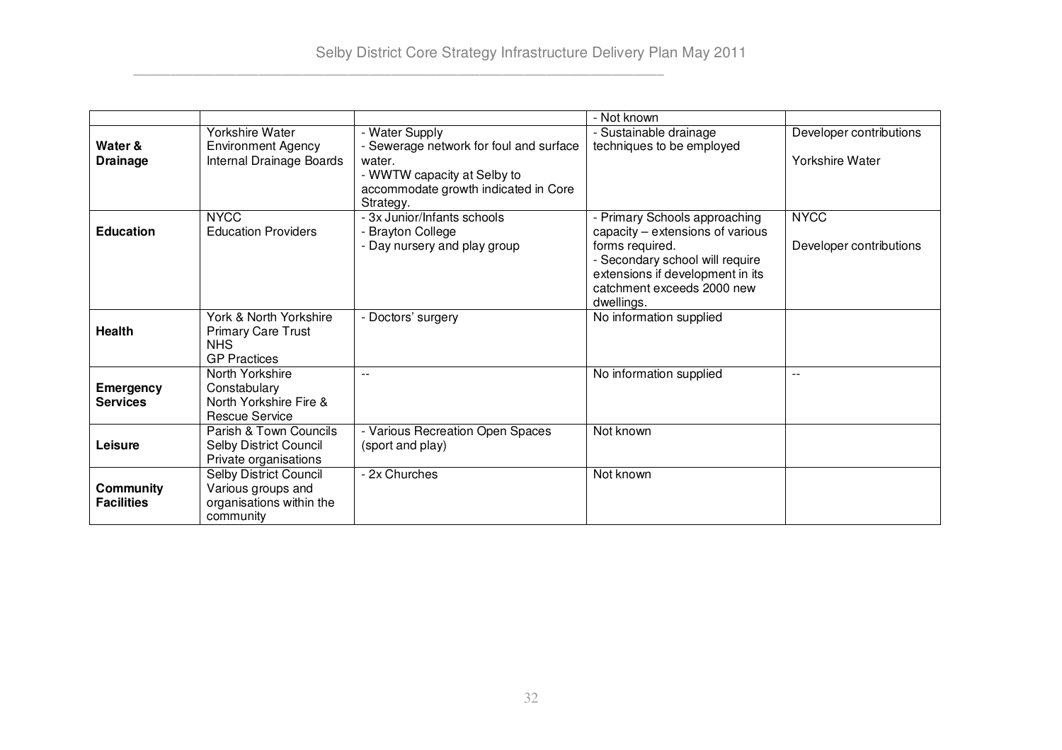| | | | | |
|---|---|---|---|---|
| | | | - Not known | |
| **Water & Drainage** | Yorkshire Water<br>Environment Agency<br>Internal Drainage Boards | - Water Supply<br>- Sewerage network for foul and surface water.<br>- WWTW capacity at Selby to accommodate growth indicated in Core Strategy. | - Sustainable drainage techniques to be employed | Developer contributions<br><br>Yorkshire Water |
| **Education** | NYCC<br>Education Providers | - 3x Junior/Infants schools<br>- Brayton College<br>- Day nursery and play group | - Primary Schools approaching capacity – extensions of various forms required.<br>- Secondary school will require extensions if development in its catchment exceeds 2000 new dwellings. | NYCC<br><br>Developer contributions |
| **Health** | York & North Yorkshire Primary Care Trust<br>NHS<br>GP Practices | - Doctors' surgery | No information supplied | |
| **Emergency Services** | North Yorkshire Constabulary<br>North Yorkshire Fire & Rescue Service | -- | No information supplied | -- |
| **Leisure** | Parish & Town Councils<br>Selby District Council<br>Private organisations | - Various Recreation Open Spaces (sport and play) | Not known | |
| **Community Facilities** | Selby District Council<br>Various groups and organisations within the community | - 2x Churches | Not known | |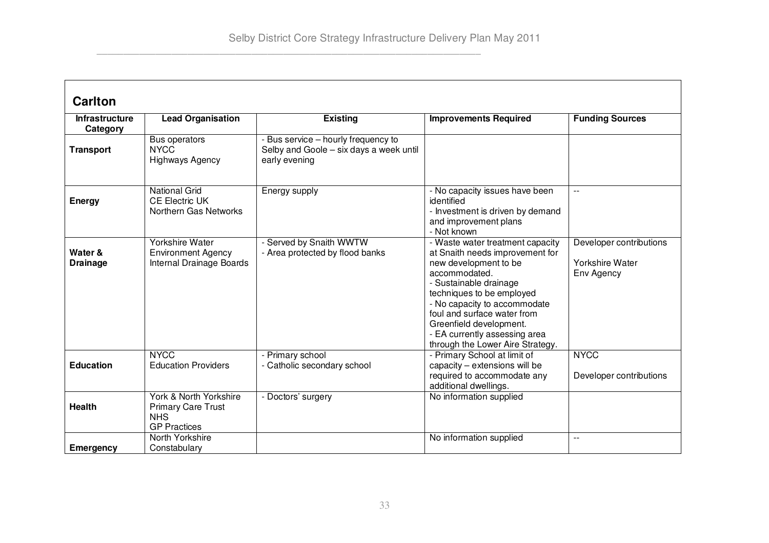| Carlton | | | | |
|---|---|---|---|---|
| **Infrastructure Category** | **Lead Organisation** | **Existing** | **Improvements Required** | **Funding Sources** |
| **Transport** | Bus operators<br>NYCC<br>Highways Agency | - Bus service – hourly frequency to Selby and Goole – six days a week until early evening | | |
| **Energy** | National Grid<br>CE Electric UK<br>Northern Gas Networks | Energy supply | - No capacity issues have been identified<br>- Investment is driven by demand and improvement plans<br>- Not known | -- |
| **Water & Drainage** | Yorkshire Water<br>Environment Agency<br>Internal Drainage Boards | - Served by Snaith WWTW<br>- Area protected by flood banks | - Waste water treatment capacity at Snaith needs improvement for new development to be accommodated.<br>- Sustainable drainage techniques to be employed<br>- No capacity to accommodate foul and surface water from Greenfield development.<br>- EA currently assessing area through the Lower Aire Strategy. | Developer contributions<br><br>Yorkshire Water<br>Env Agency |
| **Education** | NYCC<br>Education Providers | - Primary school<br>- Catholic secondary school | - Primary School at limit of capacity – extensions will be required to accommodate any additional dwellings. | NYCC<br><br>Developer contributions |
| **Health** | York & North Yorkshire Primary Care Trust<br>NHS<br>GP Practices | - Doctors' surgery | No information supplied | |
| **Emergency** | North Yorkshire Constabulary | | No information supplied | -- |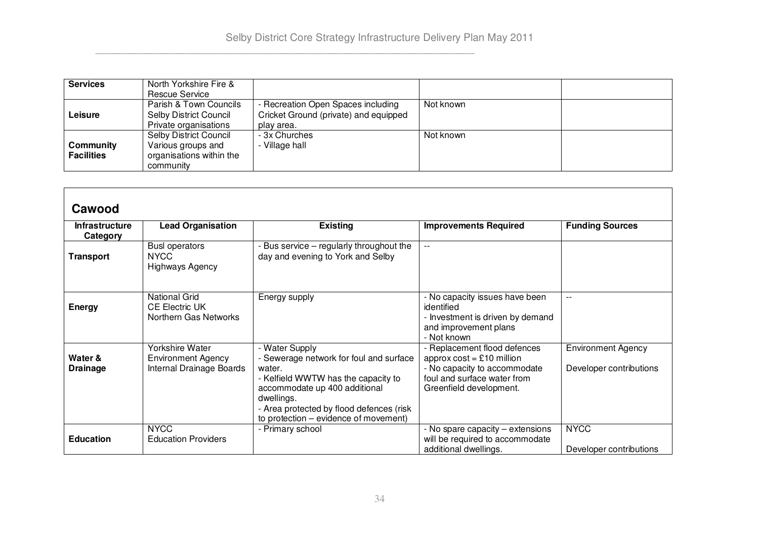| Services | North Yorkshire Fire & Rescue Service | | | |
|---|---|---|---|---|
| Leisure | Parish & Town Councils<br>Selby District Council<br>Private organisations | - Recreation Open Spaces including Cricket Ground (private) and equipped play area. | Not known | |
| Community Facilities | Selby District Council<br>Various groups and organisations within the community | - 3x Churches<br>- Village hall | Not known | |

## Cawood

| Infrastructure Category | Lead Organisation | Existing | Improvements Required | Funding Sources |
|---|---|---|---|---|
| Transport | Busl operators<br>NYCC<br>Highways Agency | - Bus service – regularly throughout the day and evening to York and Selby | -- | |
| Energy | National Grid<br>CE Electric UK<br>Northern Gas Networks | Energy supply | - No capacity issues have been identified<br>- Investment is driven by demand and improvement plans<br>- Not known | -- |
| Water & Drainage | Yorkshire Water<br>Environment Agency<br>Internal Drainage Boards | - Water Supply<br>- Sewerage network for foul and surface water.<br>- Kelfield WWTW has the capacity to accommodate up 400 additional dwellings.<br>- Area protected by flood defences (risk to protection – evidence of movement) | - Replacement flood defences approx cost = £10 million<br>- No capacity to accommodate foul and surface water from Greenfield development. | Environment Agency<br><br>Developer contributions |
| Education | NYCC<br>Education Providers | - Primary school | - No spare capacity – extensions will be required to accommodate additional dwellings. | NYCC<br><br>Developer contributions |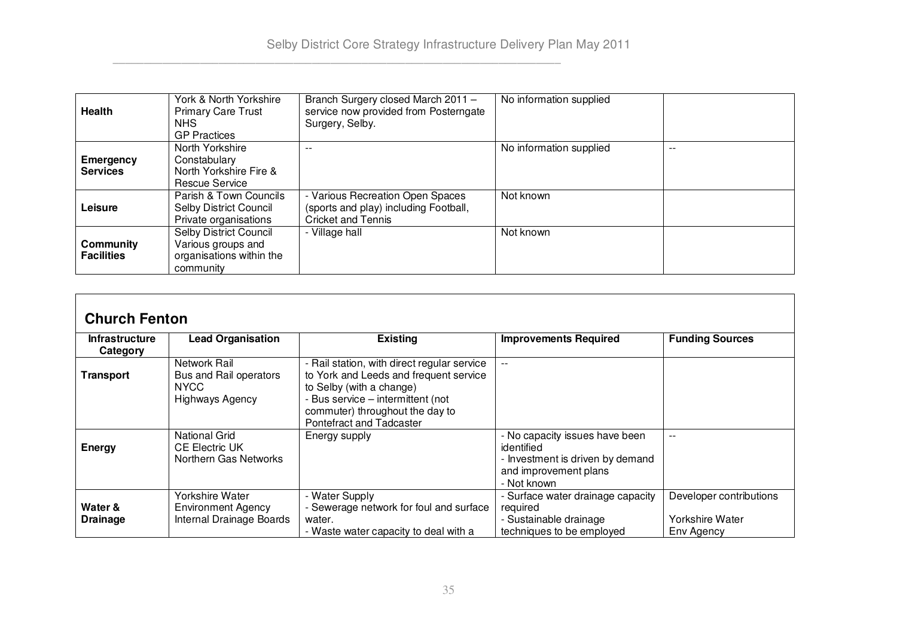| | | | | |
|---|---|---|---|---|
| **Health** | York & North Yorkshire Primary Care Trust<br>NHS<br>GP Practices | Branch Surgery closed March 2011 – service now provided from Posterngate Surgery, Selby. | No information supplied | |
| **Emergency Services** | North Yorkshire Constabulary<br>North Yorkshire Fire & Rescue Service | -- | No information supplied | -- |
| **Leisure** | Parish & Town Councils<br>Selby District Council<br>Private organisations | - Various Recreation Open Spaces (sports and play) including Football, Cricket and Tennis | Not known | |
| **Community Facilities** | Selby District Council<br>Various groups and organisations within the community | - Village hall | Not known | |

## Church Fenton

| Infrastructure Category | Lead Organisation | Existing | Improvements Required | Funding Sources |
|---|---|---|---|---|
| **Transport** | Network Rail<br>Bus and Rail operators<br>NYCC<br>Highways Agency | - Rail station, with direct regular service to York and Leeds and frequent service to Selby (with a change)<br>- Bus service – intermittent (not commuter) throughout the day to Pontefract and Tadcaster | -- | |
| **Energy** | National Grid<br>CE Electric UK<br>Northern Gas Networks | Energy supply | - No capacity issues have been identified<br>- Investment is driven by demand and improvement plans<br>- Not known | -- |
| **Water & Drainage** | Yorkshire Water<br>Environment Agency<br>Internal Drainage Boards | - Water Supply<br>- Sewerage network for foul and surface water.<br>- Waste water capacity to deal with a | - Surface water drainage capacity required<br>- Sustainable drainage techniques to be employed | Developer contributions<br><br>Yorkshire Water<br>Env Agency |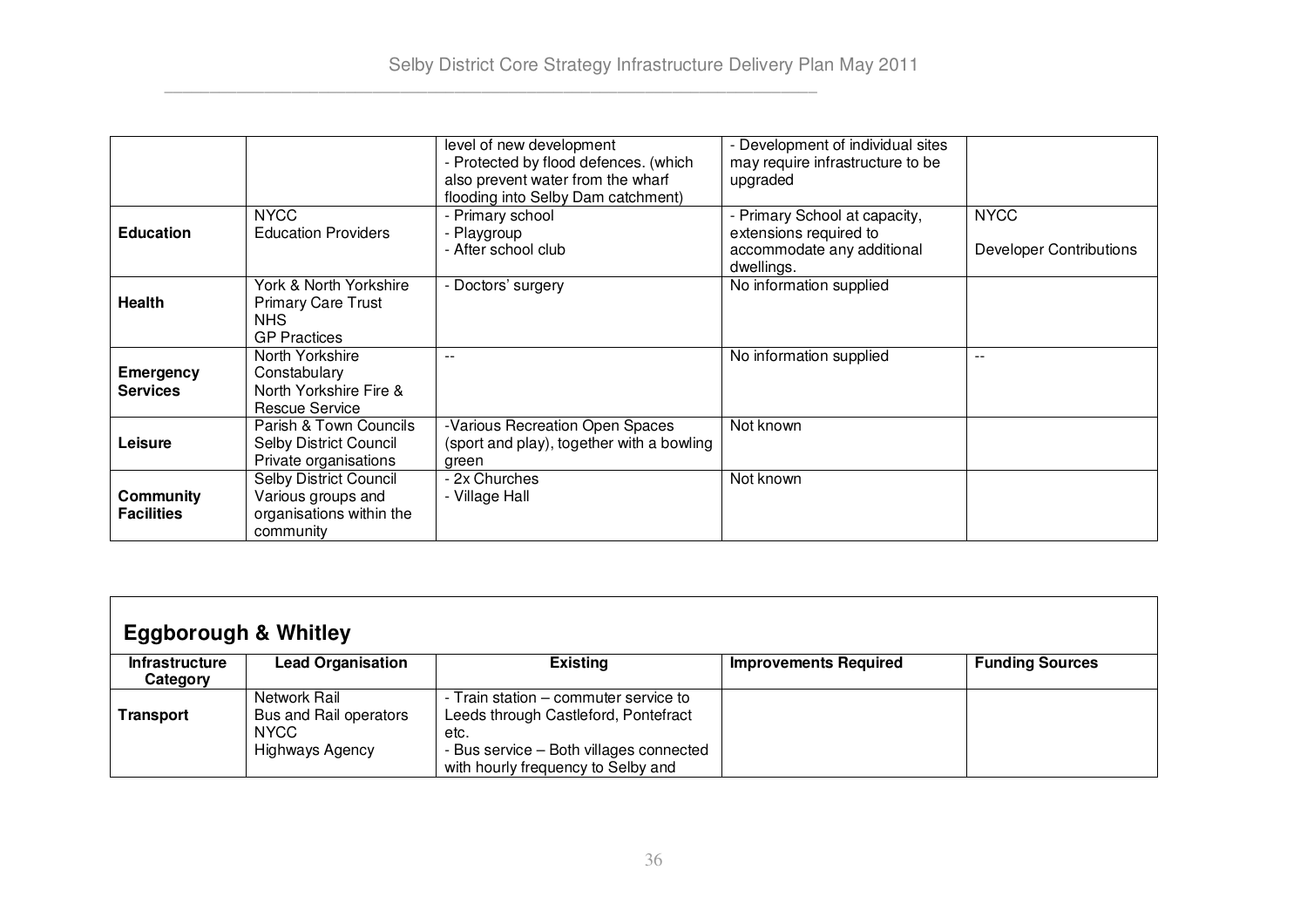| | | level of new development<br>- Protected by flood defences. (which also prevent water from the wharf flooding into Selby Dam catchment) | - Development of individual sites may require infrastructure to be upgraded | |
|---|---|---|---|---|
| **Education** | NYCC<br>Education Providers | - Primary school<br>- Playgroup<br>- After school club | - Primary School at capacity, extensions required to accommodate any additional dwellings. | NYCC<br>Developer Contributions |
| **Health** | York & North Yorkshire Primary Care Trust<br>NHS<br>GP Practices | - Doctors' surgery | No information supplied | |
| **Emergency Services** | North Yorkshire Constabulary<br>North Yorkshire Fire & Rescue Service | -- | No information supplied | -- |
| **Leisure** | Parish & Town Councils<br>Selby District Council<br>Private organisations | -Various Recreation Open Spaces (sport and play), together with a bowling green | Not known | |
| **Community Facilities** | Selby District Council<br>Various groups and organisations within the community | - 2x Churches<br>- Village Hall | Not known | |

## Eggborough & Whitley

| Infrastructure Category | Lead Organisation | Existing | Improvements Required | Funding Sources |
|---|---|---|---|---|
| **Transport** | Network Rail<br>Bus and Rail operators<br>NYCC<br>Highways Agency | - Train station – commuter service to Leeds through Castleford, Pontefract etc.<br>- Bus service – Both villages connected with hourly frequency to Selby and | | |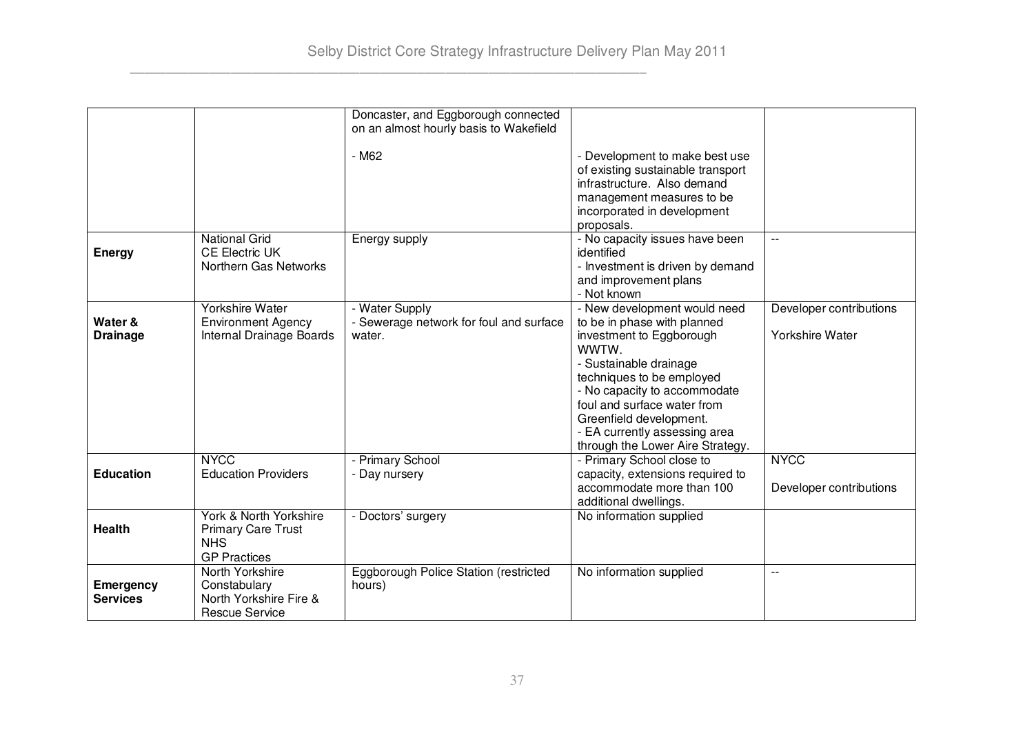| | | | | |
|---|---|---|---|---|
| | | Doncaster, and Eggborough connected on an almost hourly basis to Wakefield<br><br>- M62 | <br><br>- Development to make best use of existing sustainable transport infrastructure. Also demand management measures to be incorporated in development proposals. | |
| **Energy** | National Grid<br>CE Electric UK<br>Northern Gas Networks | Energy supply | - No capacity issues have been identified<br>- Investment is driven by demand and improvement plans<br>- Not known | -- |
| **Water & Drainage** | Yorkshire Water<br>Environment Agency<br>Internal Drainage Boards | - Water Supply<br>- Sewerage network for foul and surface water. | - New development would need to be in phase with planned investment to Eggborough WWTW.<br>- Sustainable drainage techniques to be employed<br>- No capacity to accommodate foul and surface water from Greenfield development.<br>- EA currently assessing area through the Lower Aire Strategy. | Developer contributions<br><br>Yorkshire Water |
| **Education** | NYCC<br>Education Providers | - Primary School<br>- Day nursery | - Primary School close to capacity, extensions required to accommodate more than 100 additional dwellings. | NYCC<br><br>Developer contributions |
| **Health** | York & North Yorkshire Primary Care Trust<br>NHS<br>GP Practices | - Doctors' surgery | No information supplied | |
| **Emergency Services** | North Yorkshire Constabulary<br>North Yorkshire Fire & Rescue Service | Eggborough Police Station (restricted hours) | No information supplied | -- |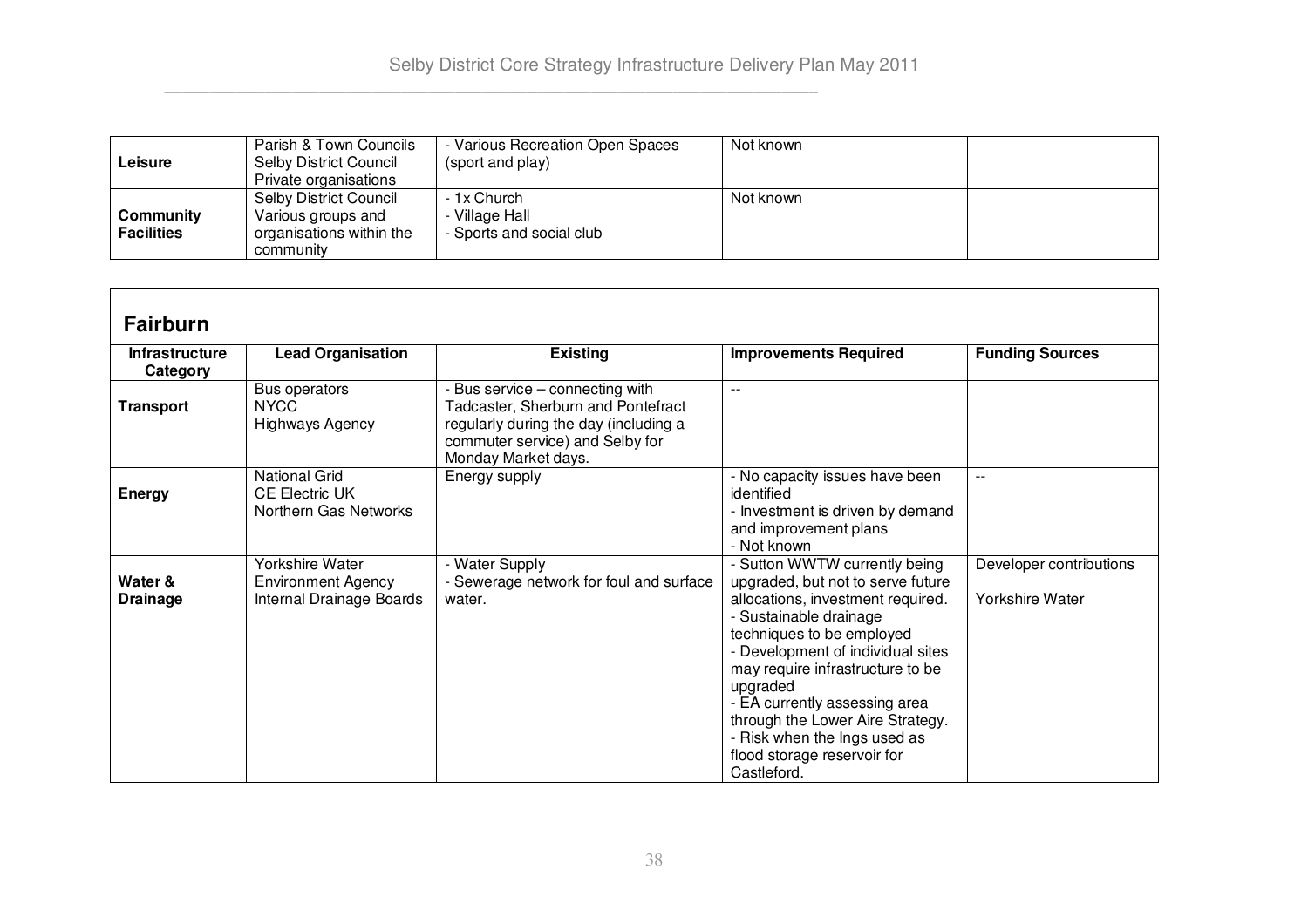| | | | | |
|---|---|---|---|---|
| **Leisure** | Parish & Town Councils<br>Selby District Council<br>Private organisations | - Various Recreation Open Spaces (sport and play) | Not known | |
| **Community Facilities** | Selby District Council<br>Various groups and organisations within the community | - 1x Church<br>- Village Hall<br>- Sports and social club | Not known | |

## Fairburn

| Infrastructure Category | Lead Organisation | Existing | Improvements Required | Funding Sources |
|---|---|---|---|---|
| **Transport** | Bus operators<br>NYCC<br>Highways Agency | - Bus service – connecting with Tadcaster, Sherburn and Pontefract regularly during the day (including a commuter service) and Selby for Monday Market days. | -- | |
| **Energy** | National Grid<br>CE Electric UK<br>Northern Gas Networks | Energy supply | - No capacity issues have been identified<br>- Investment is driven by demand and improvement plans<br>- Not known | -- |
| **Water & Drainage** | Yorkshire Water<br>Environment Agency<br>Internal Drainage Boards | - Water Supply<br>- Sewerage network for foul and surface water. | - Sutton WWTW currently being upgraded, but not to serve future allocations, investment required.<br>- Sustainable drainage techniques to be employed<br>- Development of individual sites may require infrastructure to be upgraded<br>- EA currently assessing area through the Lower Aire Strategy.<br>- Risk when the Ings used as flood storage reservoir for Castleford. | Developer contributions<br><br>Yorkshire Water |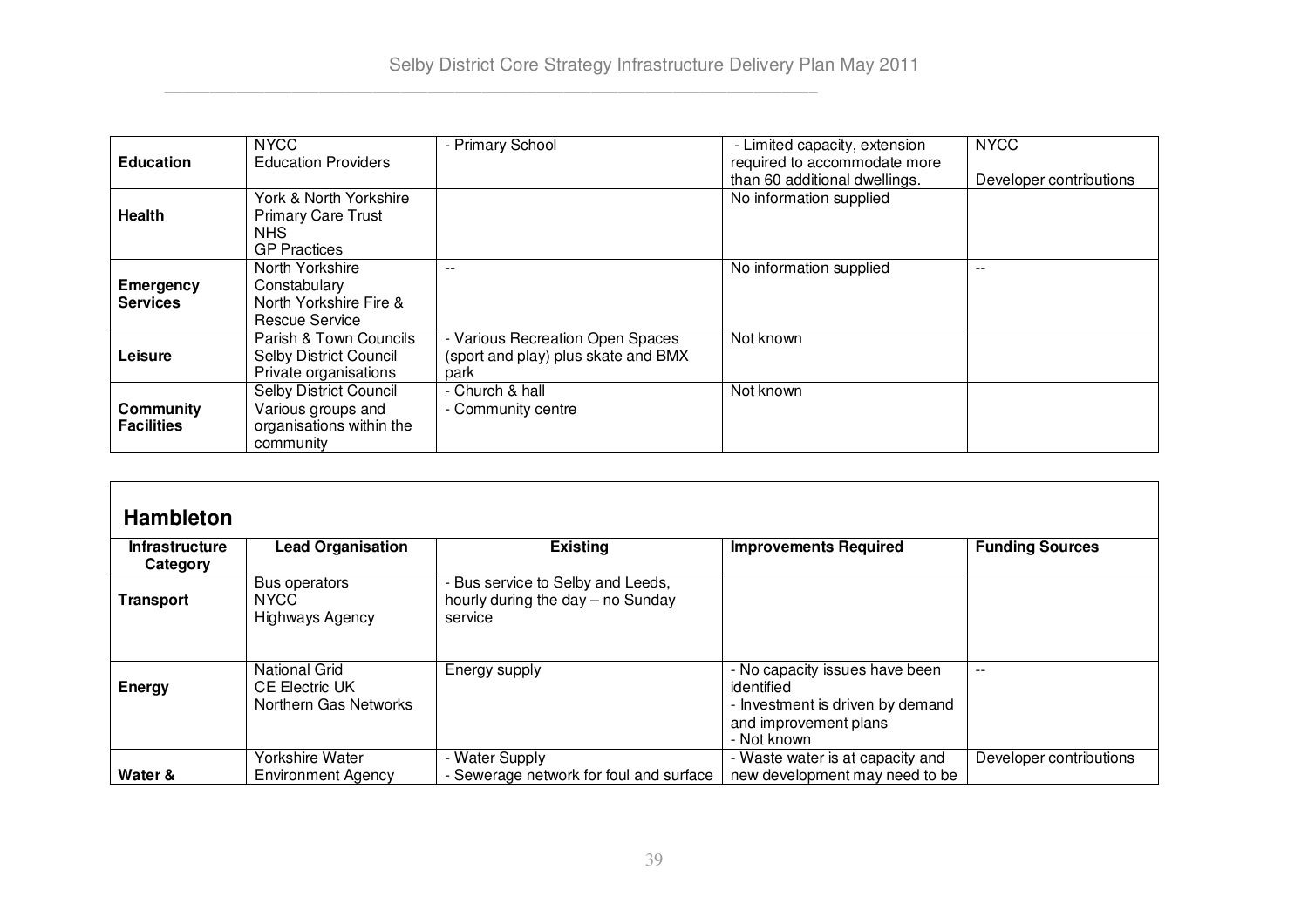| Education | NYCC<br>Education Providers | - Primary School | - Limited capacity, extension required to accommodate more than 60 additional dwellings. | NYCC<br><br>Developer contributions |
|---|---|---|---|---|
| Health | York & North Yorkshire Primary Care Trust<br>NHS<br>GP Practices | | No information supplied | |
| Emergency Services | North Yorkshire Constabulary<br>North Yorkshire Fire & Rescue Service | -- | No information supplied | -- |
| Leisure | Parish & Town Councils<br>Selby District Council<br>Private organisations | - Various Recreation Open Spaces (sport and play) plus skate and BMX park | Not known | |
| Community Facilities | Selby District Council<br>Various groups and organisations within the community | - Church & hall<br>- Community centre | Not known | |

## Hambleton

| Infrastructure Category | Lead Organisation | Existing | Improvements Required | Funding Sources |
|---|---|---|---|---|
| Transport | Bus operators<br>NYCC<br>Highways Agency | - Bus service to Selby and Leeds, hourly during the day – no Sunday service | | |
| Energy | National Grid<br>CE Electric UK<br>Northern Gas Networks | Energy supply | - No capacity issues have been identified<br>- Investment is driven by demand and improvement plans<br>- Not known | -- |
| Water & | Yorkshire Water<br>Environment Agency | - Water Supply<br>- Sewerage network for foul and surface | - Waste water is at capacity and new development may need to be | Developer contributions |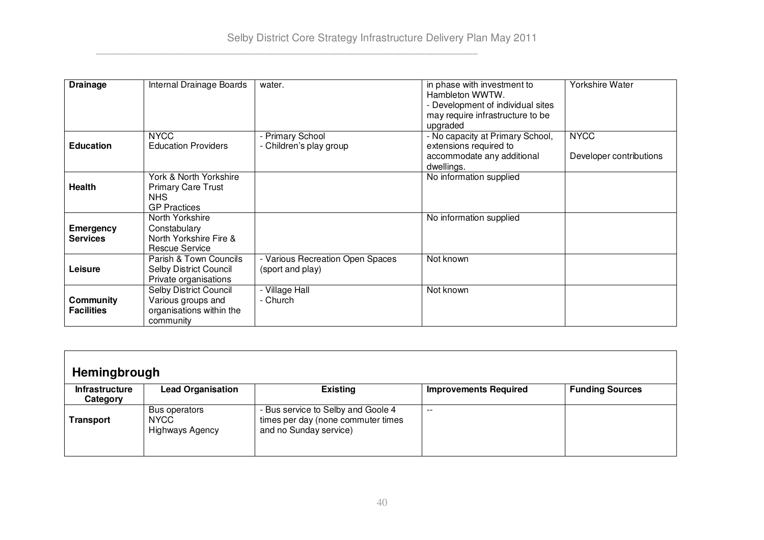| Drainage | Internal Drainage Boards | water. | in phase with investment to Hambleton WWTW.<br>- Development of individual sites may require infrastructure to be upgraded | Yorkshire Water |
|---|---|---|---|---|
| **Education** | NYCC<br>Education Providers | - Primary School<br>- Children's play group | - No capacity at Primary School, extensions required to accommodate any additional dwellings. | NYCC<br>Developer contributions |
| **Health** | York & North Yorkshire Primary Care Trust<br>NHS<br>GP Practices | | No information supplied | |
| **Emergency Services** | North Yorkshire Constabulary<br>North Yorkshire Fire & Rescue Service | | No information supplied | |
| **Leisure** | Parish & Town Councils<br>Selby District Council<br>Private organisations | - Various Recreation Open Spaces (sport and play) | Not known | |
| **Community Facilities** | Selby District Council<br>Various groups and organisations within the community | - Village Hall<br>- Church | Not known | |

## Hemingbrough

| Infrastructure Category | Lead Organisation | Existing | Improvements Required | Funding Sources |
|---|---|---|---|---|
| **Transport** | Bus operators<br>NYCC<br>Highways Agency | - Bus service to Selby and Goole 4 times per day (none commuter times and no Sunday service) | -- | |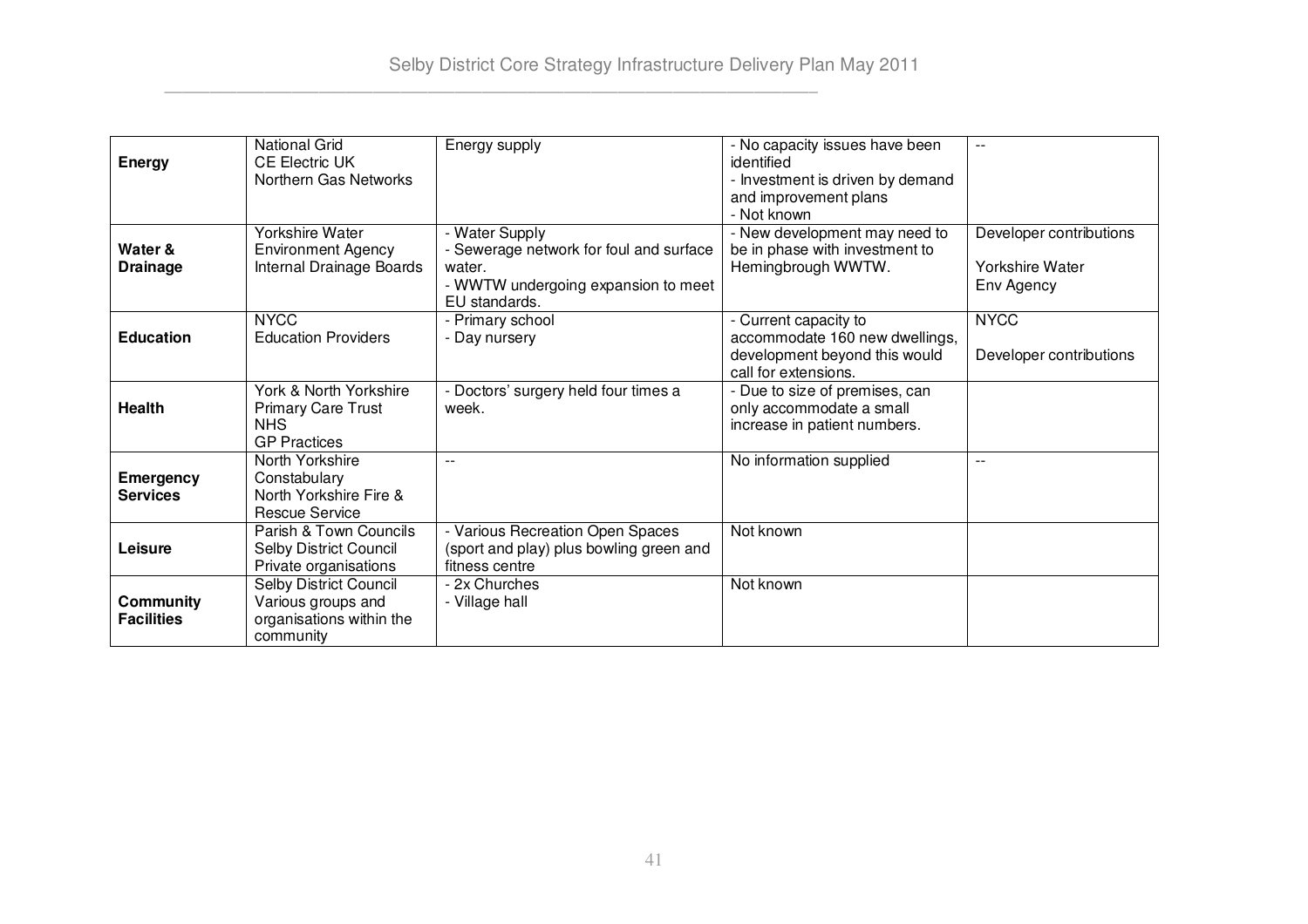| | | | | |
|---|---|---|---|---|
| **Energy** | National Grid<br>CE Electric UK<br>Northern Gas Networks | Energy supply | - No capacity issues have been identified<br>- Investment is driven by demand and improvement plans<br>- Not known | -- |
| **Water & Drainage** | Yorkshire Water<br>Environment Agency<br>Internal Drainage Boards | - Water Supply<br>- Sewerage network for foul and surface water.<br>- WWTW undergoing expansion to meet EU standards. | - New development may need to be in phase with investment to Hemingbrough WWTW. | Developer contributions<br><br>Yorkshire Water<br>Env Agency |
| **Education** | NYCC<br>Education Providers | - Primary school<br>- Day nursery | - Current capacity to accommodate 160 new dwellings, development beyond this would call for extensions. | NYCC<br><br>Developer contributions |
| **Health** | York & North Yorkshire Primary Care Trust<br>NHS<br>GP Practices | - Doctors' surgery held four times a week. | - Due to size of premises, can only accommodate a small increase in patient numbers. | |
| **Emergency Services** | North Yorkshire Constabulary<br>North Yorkshire Fire & Rescue Service | -- | No information supplied | -- |
| **Leisure** | Parish & Town Councils<br>Selby District Council<br>Private organisations | - Various Recreation Open Spaces (sport and play) plus bowling green and fitness centre | Not known | |
| **Community Facilities** | Selby District Council<br>Various groups and organisations within the community | - 2x Churches<br>- Village hall | Not known | |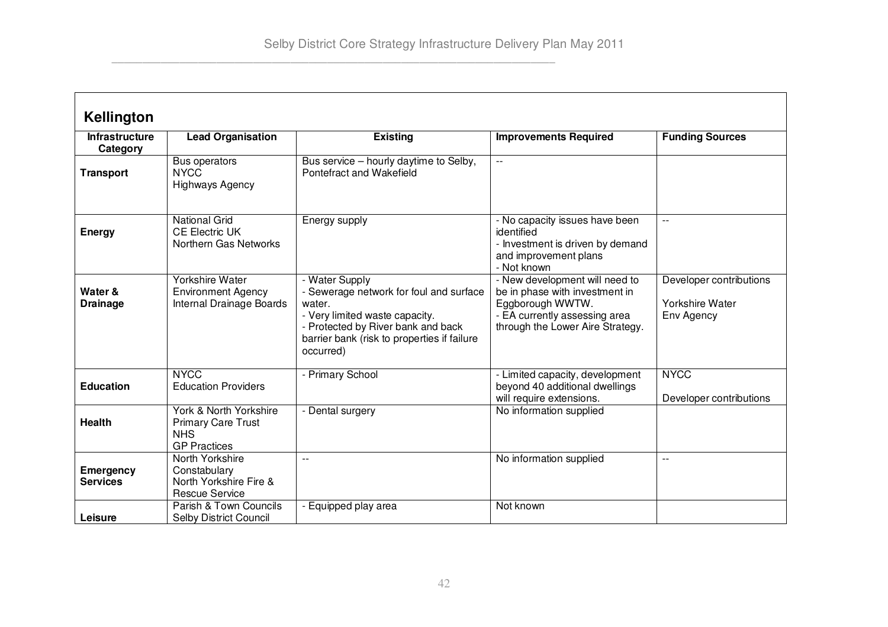## Kellington

| Infrastructure Category | Lead Organisation | Existing | Improvements Required | Funding Sources |
|---|---|---|---|---|
| **Transport** | Bus operators<br>NYCC<br>Highways Agency | Bus service – hourly daytime to Selby, Pontefract and Wakefield | -- | |
| **Energy** | National Grid<br>CE Electric UK<br>Northern Gas Networks | Energy supply | - No capacity issues have been identified<br>- Investment is driven by demand and improvement plans<br>- Not known | -- |
| **Water & Drainage** | Yorkshire Water<br>Environment Agency<br>Internal Drainage Boards | - Water Supply<br>- Sewerage network for foul and surface water.<br>- Very limited waste capacity.<br>- Protected by River bank and back barrier bank (risk to properties if failure occurred) | - New development will need to be in phase with investment in Eggborough WWTW.<br>- EA currently assessing area through the Lower Aire Strategy. | Developer contributions<br><br>Yorkshire Water<br>Env Agency |
| **Education** | NYCC<br>Education Providers | - Primary School | - Limited capacity, development beyond 40 additional dwellings will require extensions. | NYCC<br><br>Developer contributions |
| **Health** | York & North Yorkshire Primary Care Trust<br>NHS<br>GP Practices | - Dental surgery | No information supplied | |
| **Emergency Services** | North Yorkshire Constabulary<br>North Yorkshire Fire & Rescue Service | -- | No information supplied | -- |
| **Leisure** | Parish & Town Councils<br>Selby District Council | - Equipped play area | Not known | |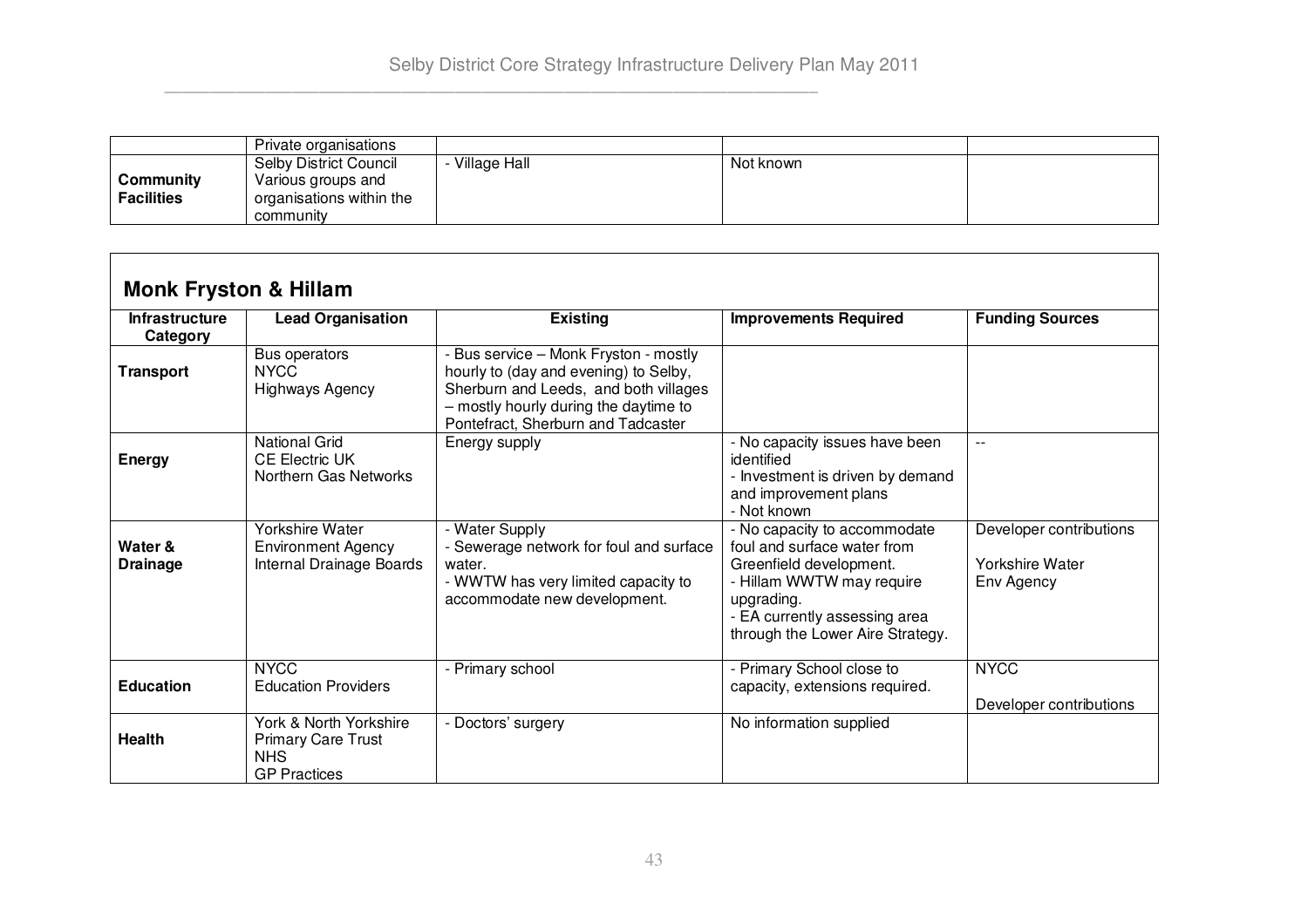| | Private organisations | | | |
|---|---|---|---|---|
| **Community Facilities** | Selby District Council<br>Various groups and organisations within the community | - Village Hall | Not known | |

## Monk Fryston & Hillam

| Infrastructure Category | Lead Organisation | Existing | Improvements Required | Funding Sources |
|---|---|---|---|---|
| **Transport** | Bus operators<br>NYCC<br>Highways Agency | - Bus service – Monk Fryston - mostly hourly to (day and evening) to Selby, Sherburn and Leeds, and both villages – mostly hourly during the daytime to Pontefract, Sherburn and Tadcaster | | |
| **Energy** | National Grid<br>CE Electric UK<br>Northern Gas Networks | Energy supply | - No capacity issues have been identified<br>- Investment is driven by demand and improvement plans<br>- Not known | -- |
| **Water & Drainage** | Yorkshire Water<br>Environment Agency<br>Internal Drainage Boards | - Water Supply<br>- Sewerage network for foul and surface water.<br>- WWTW has very limited capacity to accommodate new development. | - No capacity to accommodate foul and surface water from Greenfield development.<br>- Hillam WWTW may require upgrading.<br>- EA currently assessing area through the Lower Aire Strategy. | Developer contributions<br><br>Yorkshire Water<br>Env Agency |
| **Education** | NYCC<br>Education Providers | - Primary school | - Primary School close to capacity, extensions required. | NYCC<br><br>Developer contributions |
| **Health** | York & North Yorkshire Primary Care Trust<br>NHS<br>GP Practices | - Doctors' surgery | No information supplied | |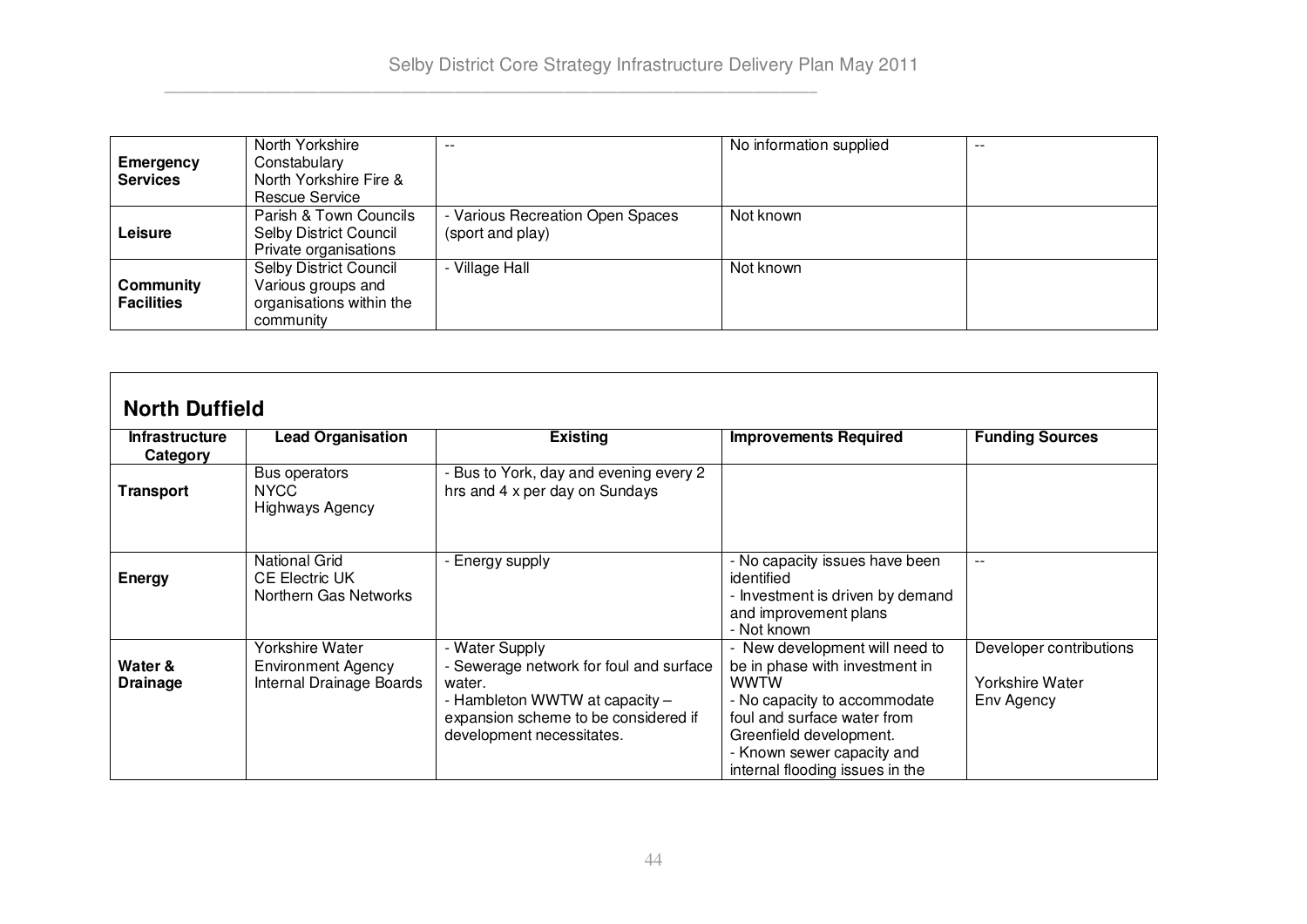| | | | | |
|---|---|---|---|---|
| **Emergency Services** | North Yorkshire Constabulary<br>North Yorkshire Fire & Rescue Service | -- | No information supplied | -- |
| **Leisure** | Parish & Town Councils<br>Selby District Council<br>Private organisations | - Various Recreation Open Spaces (sport and play) | Not known | |
| **Community Facilities** | Selby District Council<br>Various groups and organisations within the community | - Village Hall | Not known | |

## North Duffield

| Infrastructure Category | Lead Organisation | Existing | Improvements Required | Funding Sources |
|---|---|---|---|---|
| **Transport** | Bus operators<br>NYCC<br>Highways Agency | - Bus to York, day and evening every 2 hrs and 4 x per day on Sundays | | |
| **Energy** | National Grid<br>CE Electric UK<br>Northern Gas Networks | - Energy supply | - No capacity issues have been identified<br>- Investment is driven by demand and improvement plans<br>- Not known | -- |
| **Water & Drainage** | Yorkshire Water<br>Environment Agency<br>Internal Drainage Boards | - Water Supply<br>- Sewerage network for foul and surface water.<br>- Hambleton WWTW at capacity – expansion scheme to be considered if development necessitates. | - New development will need to be in phase with investment in WWTW<br>- No capacity to accommodate foul and surface water from Greenfield development.<br>- Known sewer capacity and internal flooding issues in the | Developer contributions<br><br>Yorkshire Water<br>Env Agency |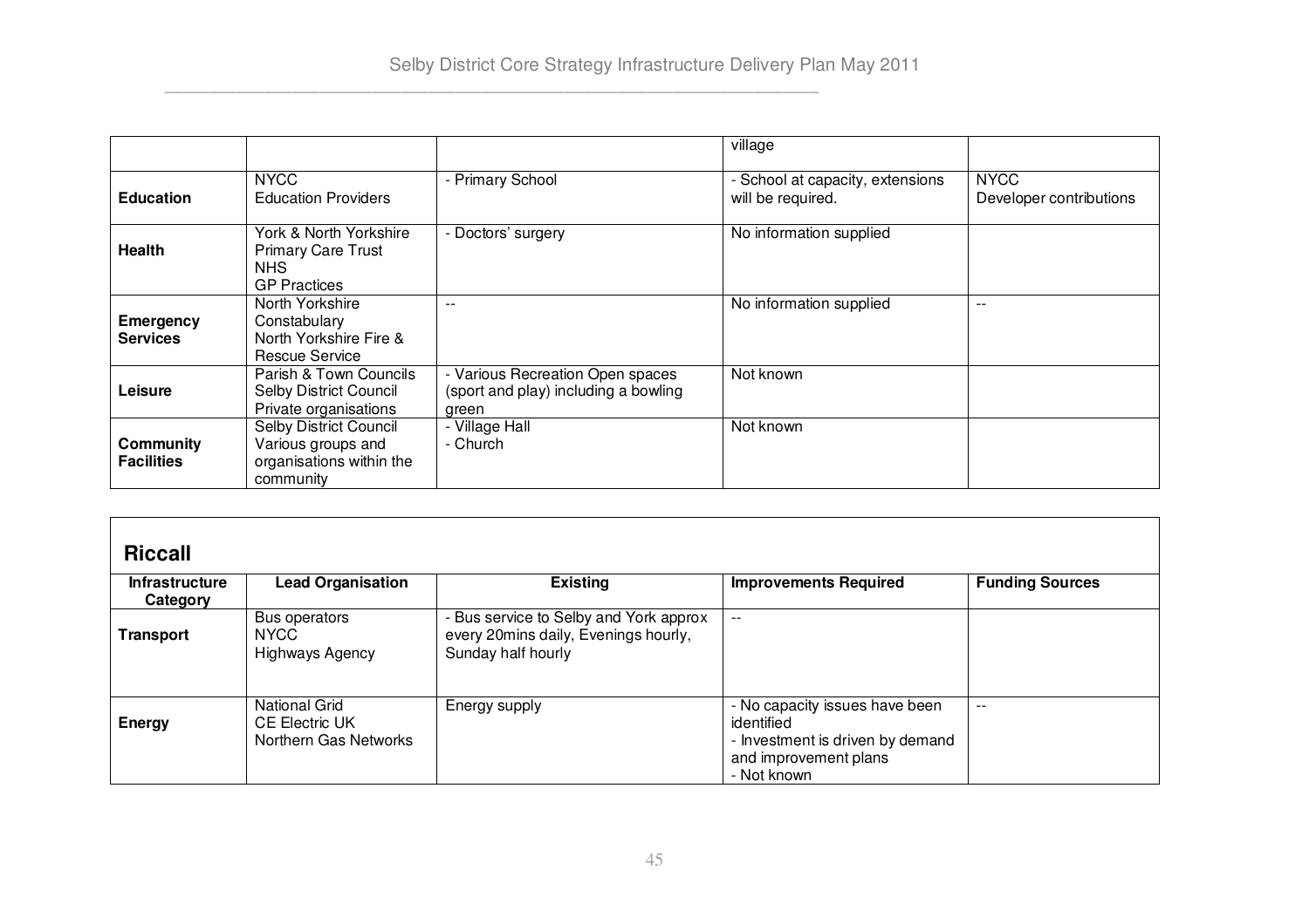| | | | village | |
|---|---|---|---|---|
| **Education** | NYCC<br>Education Providers | - Primary School | - School at capacity, extensions will be required. | NYCC<br>Developer contributions |
| **Health** | York & North Yorkshire Primary Care Trust<br>NHS<br>GP Practices | - Doctors' surgery | No information supplied | |
| **Emergency Services** | North Yorkshire Constabulary<br>North Yorkshire Fire & Rescue Service | -- | No information supplied | -- |
| **Leisure** | Parish & Town Councils<br>Selby District Council<br>Private organisations | - Various Recreation Open spaces (sport and play) including a bowling green | Not known | |
| **Community Facilities** | Selby District Council<br>Various groups and organisations within the community | - Village Hall<br>- Church | Not known | |

## Riccall

| Infrastructure Category | Lead Organisation | Existing | Improvements Required | Funding Sources |
|---|---|---|---|---|
| **Transport** | Bus operators<br>NYCC<br>Highways Agency | - Bus service to Selby and York approx every 20mins daily, Evenings hourly, Sunday half hourly | -- | |
| **Energy** | National Grid<br>CE Electric UK<br>Northern Gas Networks | Energy supply | - No capacity issues have been identified<br>- Investment is driven by demand and improvement plans<br>- Not known | -- |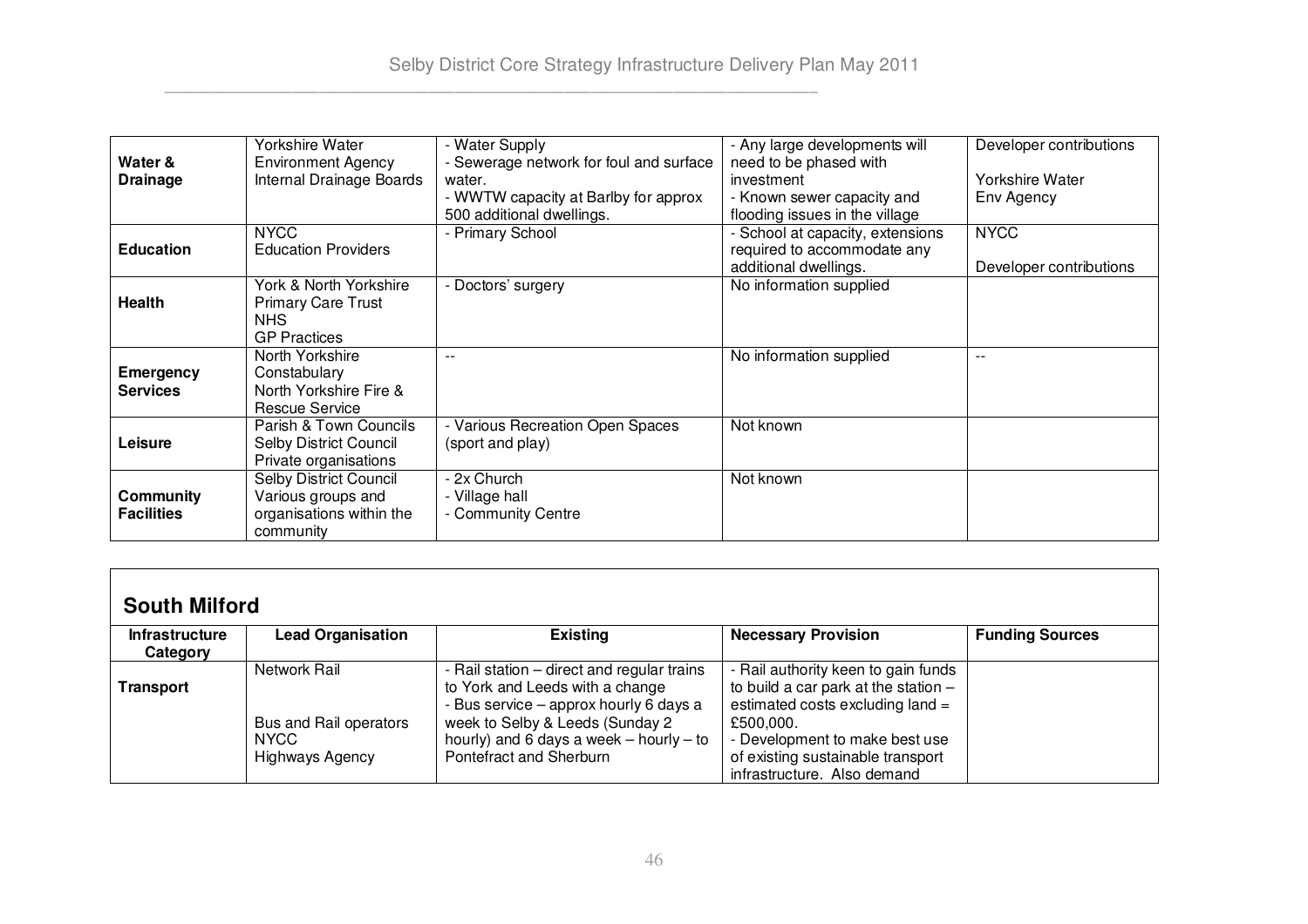| | | | | |
|---|---|---|---|---|
| **Water & Drainage** | Yorkshire Water<br>Environment Agency<br>Internal Drainage Boards | - Water Supply<br>- Sewerage network for foul and surface water.<br>- WWTW capacity at Barlby for approx 500 additional dwellings. | - Any large developments will need to be phased with investment<br>- Known sewer capacity and flooding issues in the village | Developer contributions<br><br>Yorkshire Water<br>Env Agency |
| **Education** | NYCC<br>Education Providers | - Primary School | - School at capacity, extensions required to accommodate any additional dwellings. | NYCC<br><br>Developer contributions |
| **Health** | York & North Yorkshire Primary Care Trust<br>NHS<br>GP Practices | - Doctors' surgery | No information supplied | |
| **Emergency Services** | North Yorkshire Constabulary<br>North Yorkshire Fire & Rescue Service | -- | No information supplied | -- |
| **Leisure** | Parish & Town Councils<br>Selby District Council<br>Private organisations | - Various Recreation Open Spaces (sport and play) | Not known | |
| **Community Facilities** | Selby District Council<br>Various groups and organisations within the community | - 2x Church<br>- Village hall<br>- Community Centre | Not known | |

## South Milford

| Infrastructure Category | Lead Organisation | Existing | Necessary Provision | Funding Sources |
|---|---|---|---|---|
| **Transport** | Network Rail<br><br>Bus and Rail operators<br>NYCC<br>Highways Agency | - Rail station – direct and regular trains to York and Leeds with a change<br>- Bus service – approx hourly 6 days a week to Selby & Leeds (Sunday 2 hourly) and 6 days a week – hourly – to Pontefract and Sherburn | - Rail authority keen to gain funds to build a car park at the station – estimated costs excluding land = £500,000.<br>- Development to make best use of existing sustainable transport infrastructure. Also demand | |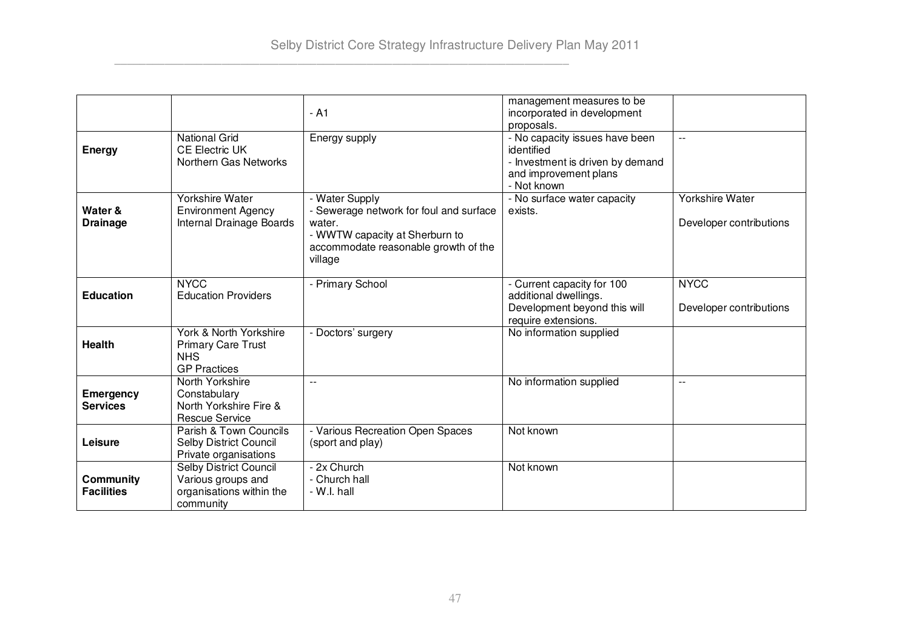| | | | | |
|---|---|---|---|---|
| | | - A1 | management measures to be incorporated in development proposals. | |
| **Energy** | National Grid<br>CE Electric UK<br>Northern Gas Networks | Energy supply | - No capacity issues have been identified<br>- Investment is driven by demand and improvement plans<br>- Not known | -- |
| **Water & Drainage** | Yorkshire Water<br>Environment Agency<br>Internal Drainage Boards | - Water Supply<br>- Sewerage network for foul and surface water.<br>- WWTW capacity at Sherburn to accommodate reasonable growth of the village | - No surface water capacity exists. | Yorkshire Water<br><br>Developer contributions |
| **Education** | NYCC<br>Education Providers | - Primary School | - Current capacity for 100 additional dwellings. Development beyond this will require extensions. | NYCC<br><br>Developer contributions |
| **Health** | York & North Yorkshire Primary Care Trust<br>NHS<br>GP Practices | - Doctors' surgery | No information supplied | |
| **Emergency Services** | North Yorkshire Constabulary<br>North Yorkshire Fire & Rescue Service | -- | No information supplied | -- |
| **Leisure** | Parish & Town Councils<br>Selby District Council<br>Private organisations | - Various Recreation Open Spaces (sport and play) | Not known | |
| **Community Facilities** | Selby District Council<br>Various groups and organisations within the community | - 2x Church<br>- Church hall<br>- W.I. hall | Not known | |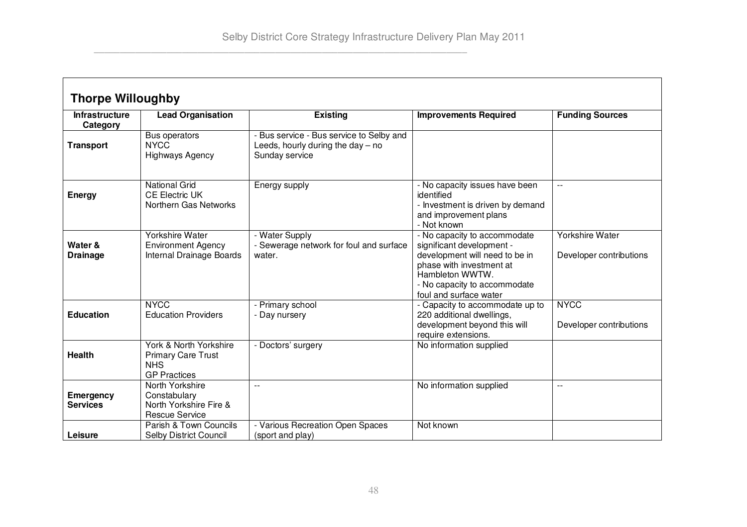## Thorpe Willoughby

| Infrastructure Category | Lead Organisation | Existing | Improvements Required | Funding Sources |
|---|---|---|---|---|
| **Transport** | Bus operators<br>NYCC<br>Highways Agency | - Bus service - Bus service to Selby and Leeds, hourly during the day – no Sunday service | | |
| **Energy** | National Grid<br>CE Electric UK<br>Northern Gas Networks | Energy supply | - No capacity issues have been identified<br>- Investment is driven by demand and improvement plans<br>- Not known | -- |
| **Water & Drainage** | Yorkshire Water<br>Environment Agency<br>Internal Drainage Boards | - Water Supply<br>- Sewerage network for foul and surface water. | - No capacity to accommodate significant development - development will need to be in phase with investment at Hambleton WWTW.<br>- No capacity to accommodate foul and surface water | Yorkshire Water<br><br>Developer contributions |
| **Education** | NYCC<br>Education Providers | - Primary school<br>- Day nursery | - Capacity to accommodate up to 220 additional dwellings, development beyond this will require extensions. | NYCC<br><br>Developer contributions |
| **Health** | York & North Yorkshire Primary Care Trust<br>NHS<br>GP Practices | - Doctors' surgery | No information supplied | |
| **Emergency Services** | North Yorkshire Constabulary<br>North Yorkshire Fire & Rescue Service | -- | No information supplied | -- |
| **Leisure** | Parish & Town Councils<br>Selby District Council | - Various Recreation Open Spaces (sport and play) | Not known | |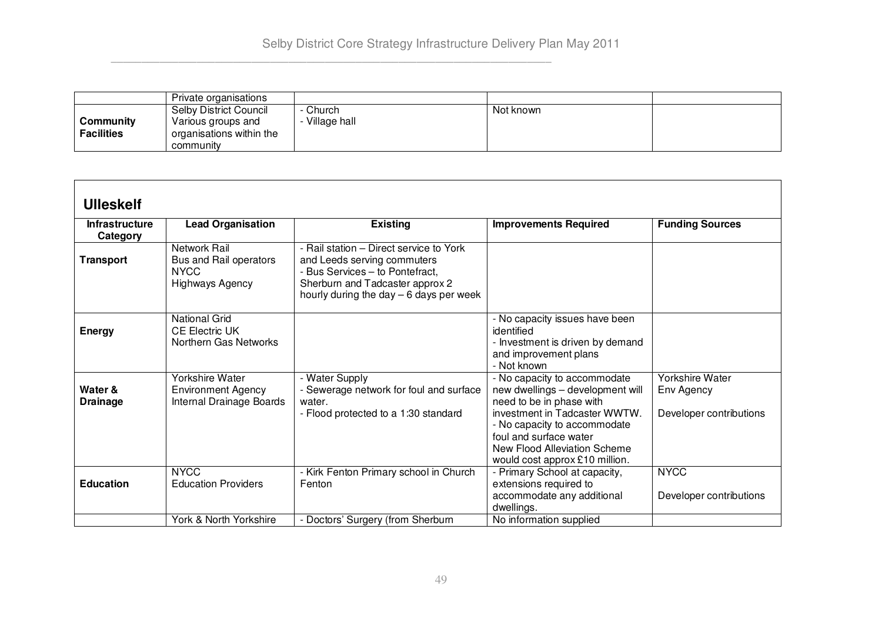| | | | | |
|---|---|---|---|---|
| | Private organisations | | | |
| **Community Facilities** | Selby District Council<br>Various groups and organisations within the community | - Church<br>- Village hall | Not known | |

## Ulleskelf

| Infrastructure Category | Lead Organisation | Existing | Improvements Required | Funding Sources |
|---|---|---|---|---|
| **Transport** | Network Rail<br>Bus and Rail operators<br>NYCC<br>Highways Agency | - Rail station – Direct service to York and Leeds serving commuters<br>- Bus Services – to Pontefract, Sherburn and Tadcaster approx 2 hourly during the day – 6 days per week | | |
| **Energy** | National Grid<br>CE Electric UK<br>Northern Gas Networks | | - No capacity issues have been identified<br>- Investment is driven by demand and improvement plans<br>- Not known | |
| **Water & Drainage** | Yorkshire Water<br>Environment Agency<br>Internal Drainage Boards | - Water Supply<br>- Sewerage network for foul and surface water.<br>- Flood protected to a 1:30 standard | - No capacity to accommodate new dwellings – development will need to be in phase with investment in Tadcaster WWTW.<br>- No capacity to accommodate foul and surface water<br>New Flood Alleviation Scheme would cost approx £10 million. | Yorkshire Water<br>Env Agency<br><br>Developer contributions |
| **Education** | NYCC<br>Education Providers | - Kirk Fenton Primary school in Church Fenton | - Primary School at capacity, extensions required to accommodate any additional dwellings. | NYCC<br><br>Developer contributions |
| | York & North Yorkshire | - Doctors' Surgery (from Sherburn | No information supplied | |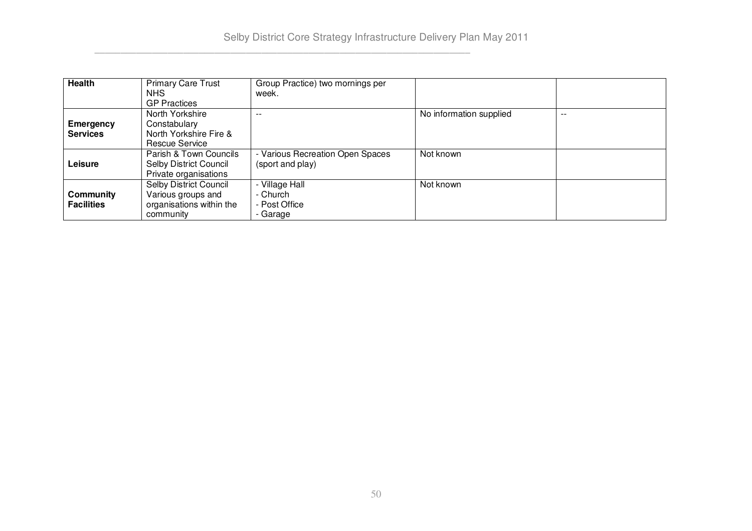| | | | | |
|---|---|---|---|---|
| **Health** | Primary Care Trust<br>NHS<br>GP Practices | Group Practice) two mornings per week. | | |
| **Emergency Services** | North Yorkshire Constabulary<br>North Yorkshire Fire & Rescue Service | -- | No information supplied | -- |
| **Leisure** | Parish & Town Councils<br>Selby District Council<br>Private organisations | - Various Recreation Open Spaces (sport and play) | Not known | |
| **Community Facilities** | Selby District Council<br>Various groups and organisations within the community | - Village Hall<br>- Church<br>- Post Office<br>- Garage | Not known | |